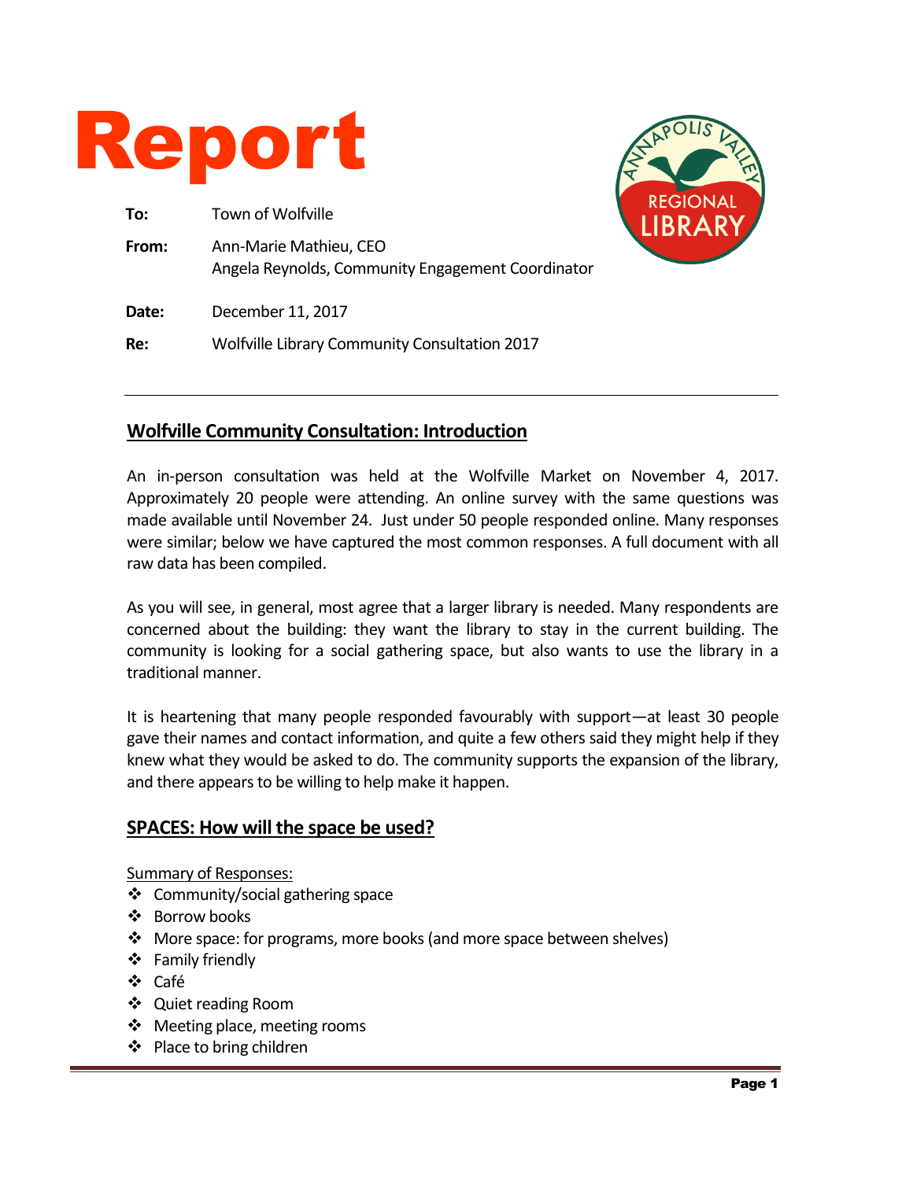# Report

**To:** Town of Wolfville

**From:** Ann-Marie Mathieu, CEO
Angela Reynolds, Community Engagement Coordinator

**Date:** December 11, 2017

**Re:** Wolfville Library Community Consultation 2017

---

## Wolfville Community Consultation: Introduction

An in-person consultation was held at the Wolfville Market on November 4, 2017. Approximately 20 people were attending. An online survey with the same questions was made available until November 24. Just under 50 people responded online. Many responses were similar; below we have captured the most common responses. A full document with all raw data has been compiled.

As you will see, in general, most agree that a larger library is needed. Many respondents are concerned about the building: they want the library to stay in the current building. The community is looking for a social gathering space, but also wants to use the library in a traditional manner.

It is heartening that many people responded favourably with support—at least 30 people gave their names and contact information, and quite a few others said they might help if they knew what they would be asked to do. The community supports the expansion of the library, and there appears to be willing to help make it happen.

## SPACES: How will the space be used?

Summary of Responses:

- Community/social gathering space
- Borrow books
- More space: for programs, more books (and more space between shelves)
- Family friendly
- Café
- Quiet reading Room
- Meeting place, meeting rooms
- Place to bring children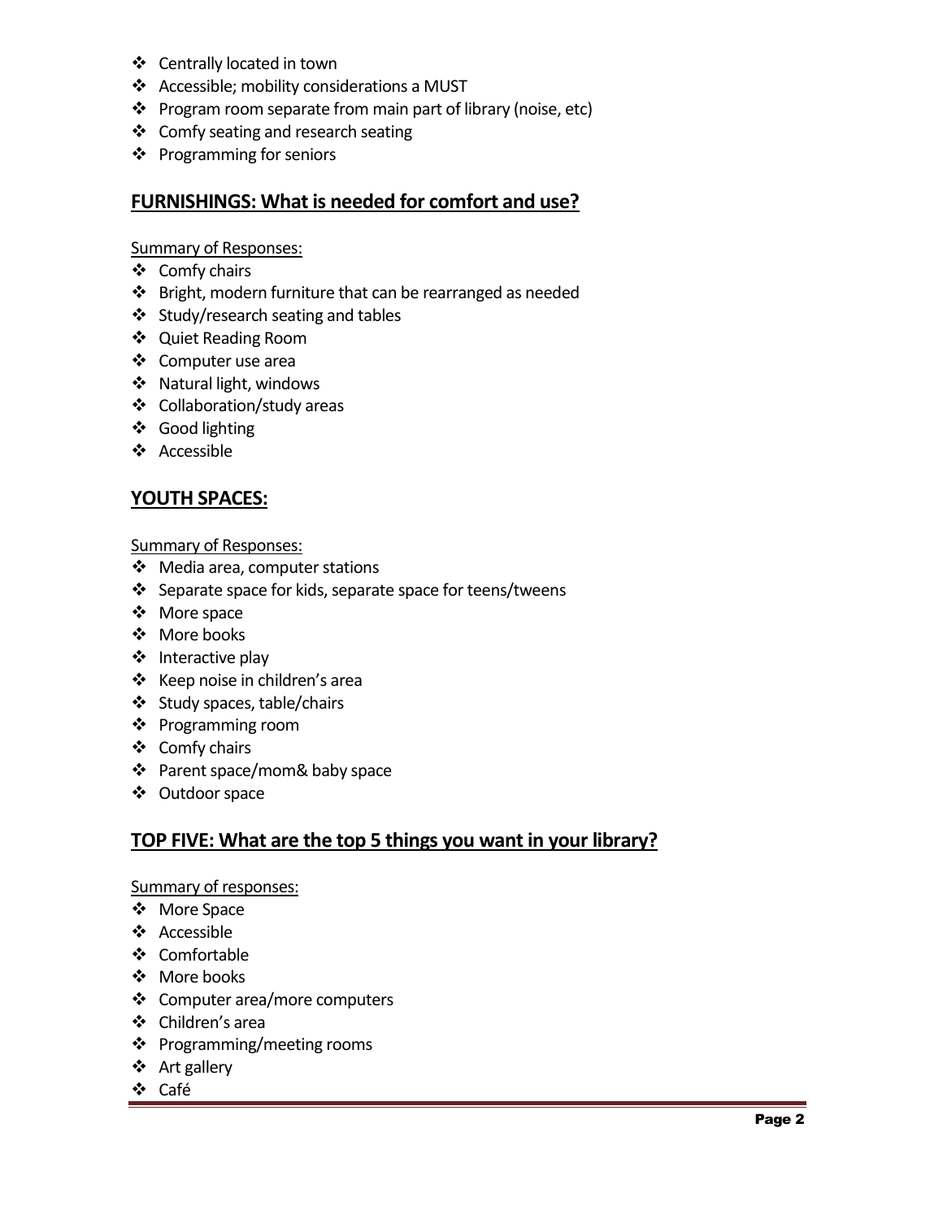- Centrally located in town
- Accessible; mobility considerations a MUST
- Program room separate from main part of library (noise, etc)
- Comfy seating and research seating
- Programming for seniors

## FURNISHINGS: What is needed for comfort and use?

Summary of Responses:

- Comfy chairs
- Bright, modern furniture that can be rearranged as needed
- Study/research seating and tables
- Quiet Reading Room
- Computer use area
- Natural light, windows
- Collaboration/study areas
- Good lighting
- Accessible

## YOUTH SPACES:

Summary of Responses:

- Media area, computer stations
- Separate space for kids, separate space for teens/tweens
- More space
- More books
- Interactive play
- Keep noise in children's area
- Study spaces, table/chairs
- Programming room
- Comfy chairs
- Parent space/mom& baby space
- Outdoor space

## TOP FIVE: What are the top 5 things you want in your library?

Summary of responses:

- More Space
- Accessible
- Comfortable
- More books
- Computer area/more computers
- Children's area
- Programming/meeting rooms
- Art gallery
- Café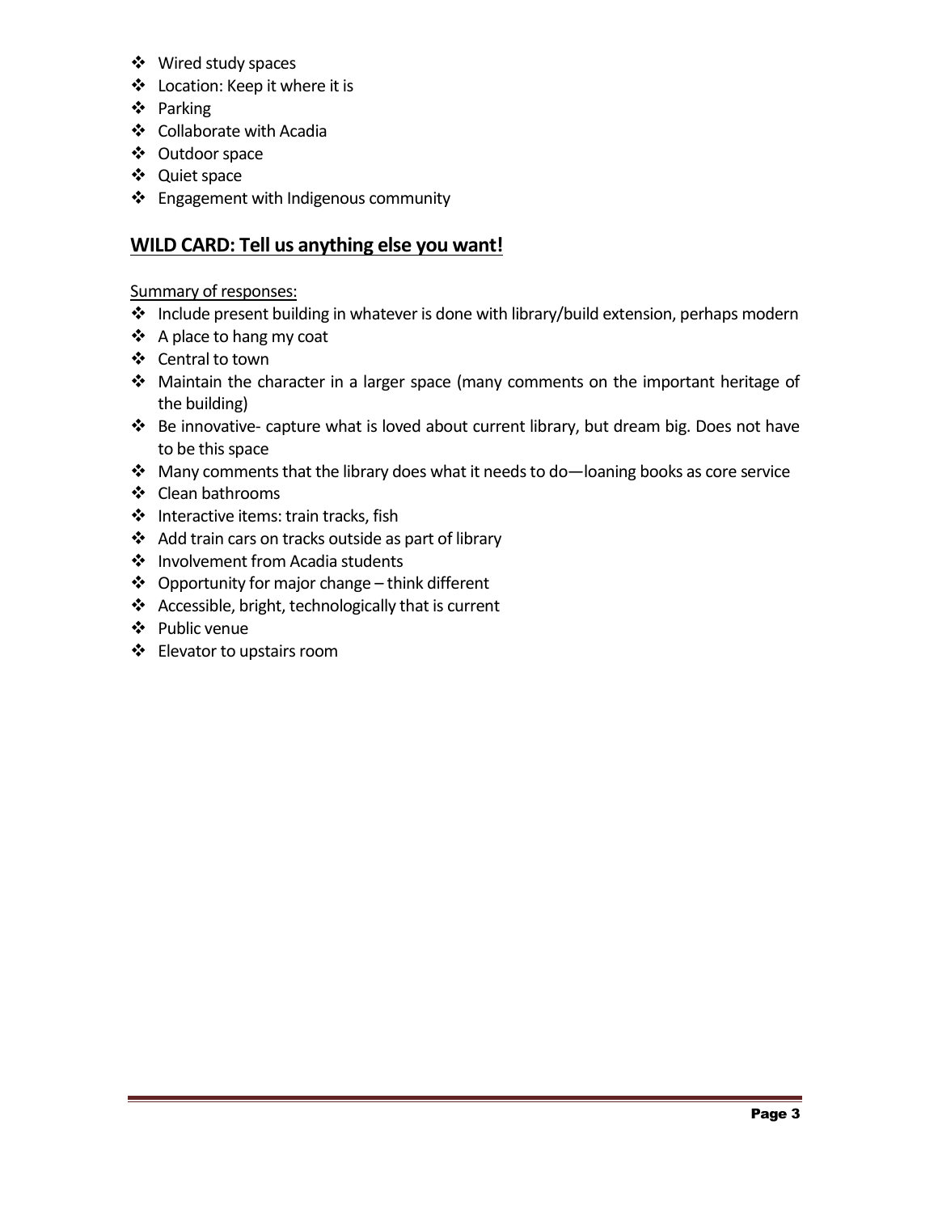- Wired study spaces
- Location: Keep it where it is
- Parking
- Collaborate with Acadia
- Outdoor space
- Quiet space
- Engagement with Indigenous community

## WILD CARD: Tell us anything else you want!

Summary of responses:

- Include present building in whatever is done with library/build extension, perhaps modern
- A place to hang my coat
- Central to town
- Maintain the character in a larger space (many comments on the important heritage of the building)
- Be innovative- capture what is loved about current library, but dream big. Does not have to be this space
- Many comments that the library does what it needs to do—loaning books as core service
- Clean bathrooms
- Interactive items: train tracks, fish
- Add train cars on tracks outside as part of library
- Involvement from Acadia students
- Opportunity for major change – think different
- Accessible, bright, technologically that is current
- Public venue
- Elevator to upstairs room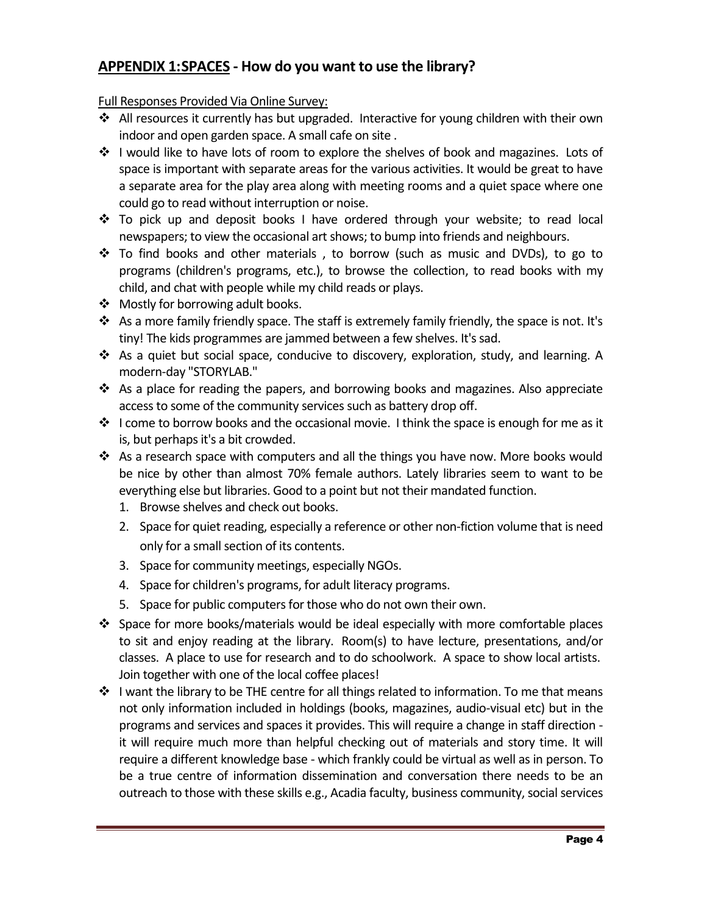## **APPENDIX 1:SPACES - How do you want to use the library?**

Full Responses Provided Via Online Survey:

- All resources it currently has but upgraded. Interactive for young children with their own indoor and open garden space. A small cafe on site .
- I would like to have lots of room to explore the shelves of book and magazines. Lots of space is important with separate areas for the various activities. It would be great to have a separate area for the play area along with meeting rooms and a quiet space where one could go to read without interruption or noise.
- To pick up and deposit books I have ordered through your website; to read local newspapers; to view the occasional art shows; to bump into friends and neighbours.
- To find books and other materials , to borrow (such as music and DVDs), to go to programs (children's programs, etc.), to browse the collection, to read books with my child, and chat with people while my child reads or plays.
- Mostly for borrowing adult books.
- As a more family friendly space. The staff is extremely family friendly, the space is not. It's tiny! The kids programmes are jammed between a few shelves. It's sad.
- As a quiet but social space, conducive to discovery, exploration, study, and learning. A modern-day "STORYLAB."
- As a place for reading the papers, and borrowing books and magazines. Also appreciate access to some of the community services such as battery drop off.
- I come to borrow books and the occasional movie. I think the space is enough for me as it is, but perhaps it's a bit crowded.
- As a research space with computers and all the things you have now. More books would be nice by other than almost 70% female authors. Lately libraries seem to want to be everything else but libraries. Good to a point but not their mandated function.
  1. Browse shelves and check out books.
  2. Space for quiet reading, especially a reference or other non-fiction volume that is need only for a small section of its contents.
  3. Space for community meetings, especially NGOs.
  4. Space for children's programs, for adult literacy programs.
  5. Space for public computers for those who do not own their own.
- Space for more books/materials would be ideal especially with more comfortable places to sit and enjoy reading at the library. Room(s) to have lecture, presentations, and/or classes. A place to use for research and to do schoolwork. A space to show local artists. Join together with one of the local coffee places!
- I want the library to be THE centre for all things related to information. To me that means not only information included in holdings (books, magazines, audio-visual etc) but in the programs and services and spaces it provides. This will require a change in staff direction - it will require much more than helpful checking out of materials and story time. It will require a different knowledge base - which frankly could be virtual as well as in person. To be a true centre of information dissemination and conversation there needs to be an outreach to those with these skills e.g., Acadia faculty, business community, social services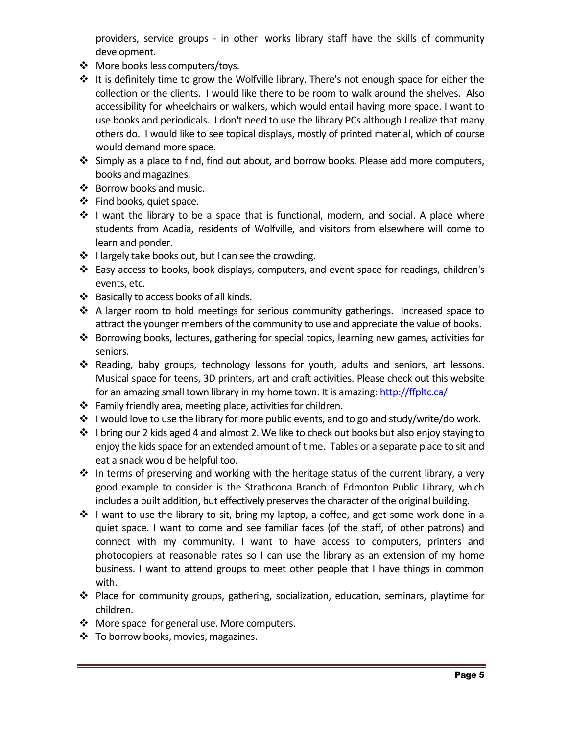providers, service groups - in other works library staff have the skills of community development.

- More books less computers/toys.
- It is definitely time to grow the Wolfville library. There's not enough space for either the collection or the clients. I would like there to be room to walk around the shelves. Also accessibility for wheelchairs or walkers, which would entail having more space. I want to use books and periodicals. I don't need to use the library PCs although I realize that many others do. I would like to see topical displays, mostly of printed material, which of course would demand more space.
- Simply as a place to find, find out about, and borrow books. Please add more computers, books and magazines.
- Borrow books and music.
- Find books, quiet space.
- I want the library to be a space that is functional, modern, and social. A place where students from Acadia, residents of Wolfville, and visitors from elsewhere will come to learn and ponder.
- I largely take books out, but I can see the crowding.
- Easy access to books, book displays, computers, and event space for readings, children's events, etc.
- Basically to access books of all kinds.
- A larger room to hold meetings for serious community gatherings. Increased space to attract the younger members of the community to use and appreciate the value of books.
- Borrowing books, lectures, gathering for special topics, learning new games, activities for seniors.
- Reading, baby groups, technology lessons for youth, adults and seniors, art lessons. Musical space for teens, 3D printers, art and craft activities. Please check out this website for an amazing small town library in my home town. It is amazing: http://ffpltc.ca/
- Family friendly area, meeting place, activities for children.
- I would love to use the library for more public events, and to go and study/write/do work.
- I bring our 2 kids aged 4 and almost 2. We like to check out books but also enjoy staying to enjoy the kids space for an extended amount of time. Tables or a separate place to sit and eat a snack would be helpful too.
- In terms of preserving and working with the heritage status of the current library, a very good example to consider is the Strathcona Branch of Edmonton Public Library, which includes a built addition, but effectively preserves the character of the original building.
- I want to use the library to sit, bring my laptop, a coffee, and get some work done in a quiet space. I want to come and see familiar faces (of the staff, of other patrons) and connect with my community. I want to have access to computers, printers and photocopiers at reasonable rates so I can use the library as an extension of my home business. I want to attend groups to meet other people that I have things in common with.
- Place for community groups, gathering, socialization, education, seminars, playtime for children.
- More space for general use. More computers.
- To borrow books, movies, magazines.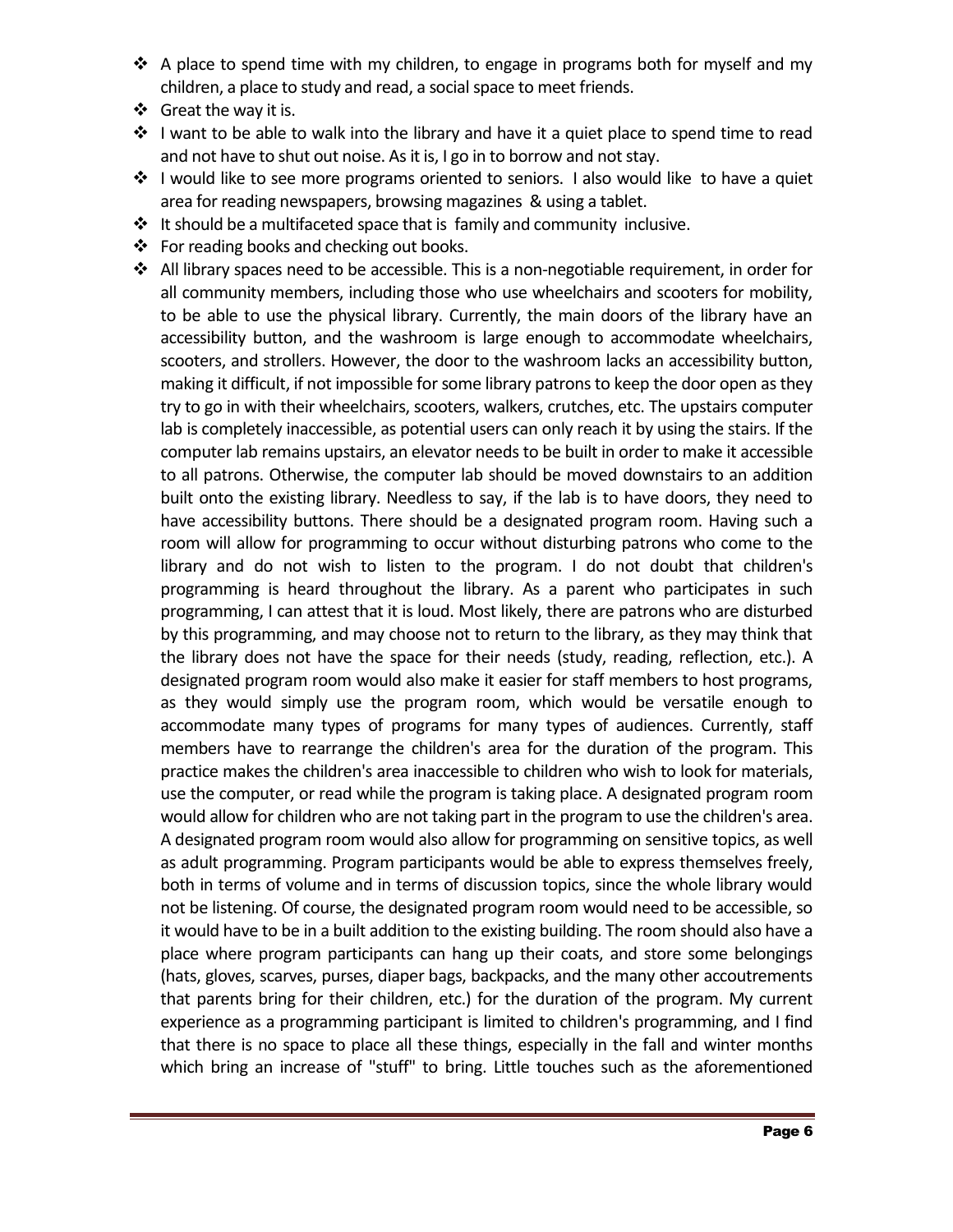- A place to spend time with my children, to engage in programs both for myself and my children, a place to study and read, a social space to meet friends.
- Great the way it is.
- I want to be able to walk into the library and have it a quiet place to spend time to read and not have to shut out noise. As it is, I go in to borrow and not stay.
- I would like to see more programs oriented to seniors. I also would like to have a quiet area for reading newspapers, browsing magazines & using a tablet.
- It should be a multifaceted space that is family and community inclusive.
- For reading books and checking out books.
- All library spaces need to be accessible. This is a non-negotiable requirement, in order for all community members, including those who use wheelchairs and scooters for mobility, to be able to use the physical library. Currently, the main doors of the library have an accessibility button, and the washroom is large enough to accommodate wheelchairs, scooters, and strollers. However, the door to the washroom lacks an accessibility button, making it difficult, if not impossible for some library patrons to keep the door open as they try to go in with their wheelchairs, scooters, walkers, crutches, etc. The upstairs computer lab is completely inaccessible, as potential users can only reach it by using the stairs. If the computer lab remains upstairs, an elevator needs to be built in order to make it accessible to all patrons. Otherwise, the computer lab should be moved downstairs to an addition built onto the existing library. Needless to say, if the lab is to have doors, they need to have accessibility buttons. There should be a designated program room. Having such a room will allow for programming to occur without disturbing patrons who come to the library and do not wish to listen to the program. I do not doubt that children's programming is heard throughout the library. As a parent who participates in such programming, I can attest that it is loud. Most likely, there are patrons who are disturbed by this programming, and may choose not to return to the library, as they may think that the library does not have the space for their needs (study, reading, reflection, etc.). A designated program room would also make it easier for staff members to host programs, as they would simply use the program room, which would be versatile enough to accommodate many types of programs for many types of audiences. Currently, staff members have to rearrange the children's area for the duration of the program. This practice makes the children's area inaccessible to children who wish to look for materials, use the computer, or read while the program is taking place. A designated program room would allow for children who are not taking part in the program to use the children's area. A designated program room would also allow for programming on sensitive topics, as well as adult programming. Program participants would be able to express themselves freely, both in terms of volume and in terms of discussion topics, since the whole library would not be listening. Of course, the designated program room would need to be accessible, so it would have to be in a built addition to the existing building. The room should also have a place where program participants can hang up their coats, and store some belongings (hats, gloves, scarves, purses, diaper bags, backpacks, and the many other accoutrements that parents bring for their children, etc.) for the duration of the program. My current experience as a programming participant is limited to children's programming, and I find that there is no space to place all these things, especially in the fall and winter months which bring an increase of "stuff" to bring. Little touches such as the aforementioned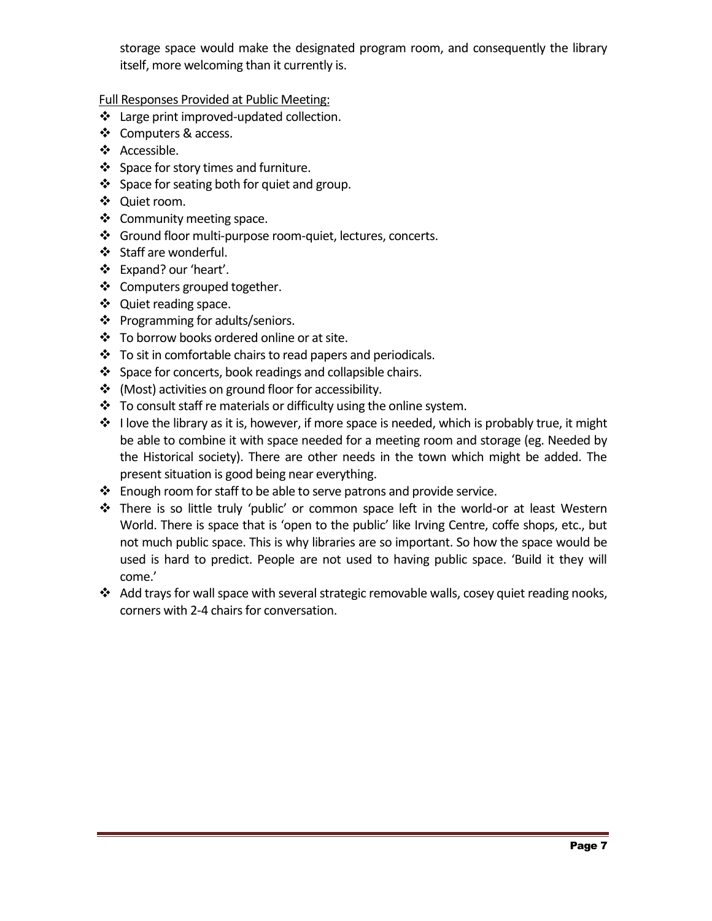storage space would make the designated program room, and consequently the library itself, more welcoming than it currently is.

<u>Full Responses Provided at Public Meeting:</u>

- Large print improved-updated collection.
- Computers & access.
- Accessible.
- Space for story times and furniture.
- Space for seating both for quiet and group.
- Quiet room.
- Community meeting space.
- Ground floor multi-purpose room-quiet, lectures, concerts.
- Staff are wonderful.
- Expand? our 'heart'.
- Computers grouped together.
- Quiet reading space.
- Programming for adults/seniors.
- To borrow books ordered online or at site.
- To sit in comfortable chairs to read papers and periodicals.
- Space for concerts, book readings and collapsible chairs.
- (Most) activities on ground floor for accessibility.
- To consult staff re materials or difficulty using the online system.
- I love the library as it is, however, if more space is needed, which is probably true, it might be able to combine it with space needed for a meeting room and storage (eg. Needed by the Historical society). There are other needs in the town which might be added. The present situation is good being near everything.
- Enough room for staff to be able to serve patrons and provide service.
- There is so little truly 'public' or common space left in the world-or at least Western World. There is space that is 'open to the public' like Irving Centre, coffe shops, etc., but not much public space. This is why libraries are so important. So how the space would be used is hard to predict. People are not used to having public space. 'Build it they will come.'
- Add trays for wall space with several strategic removable walls, cosey quiet reading nooks, corners with 2-4 chairs for conversation.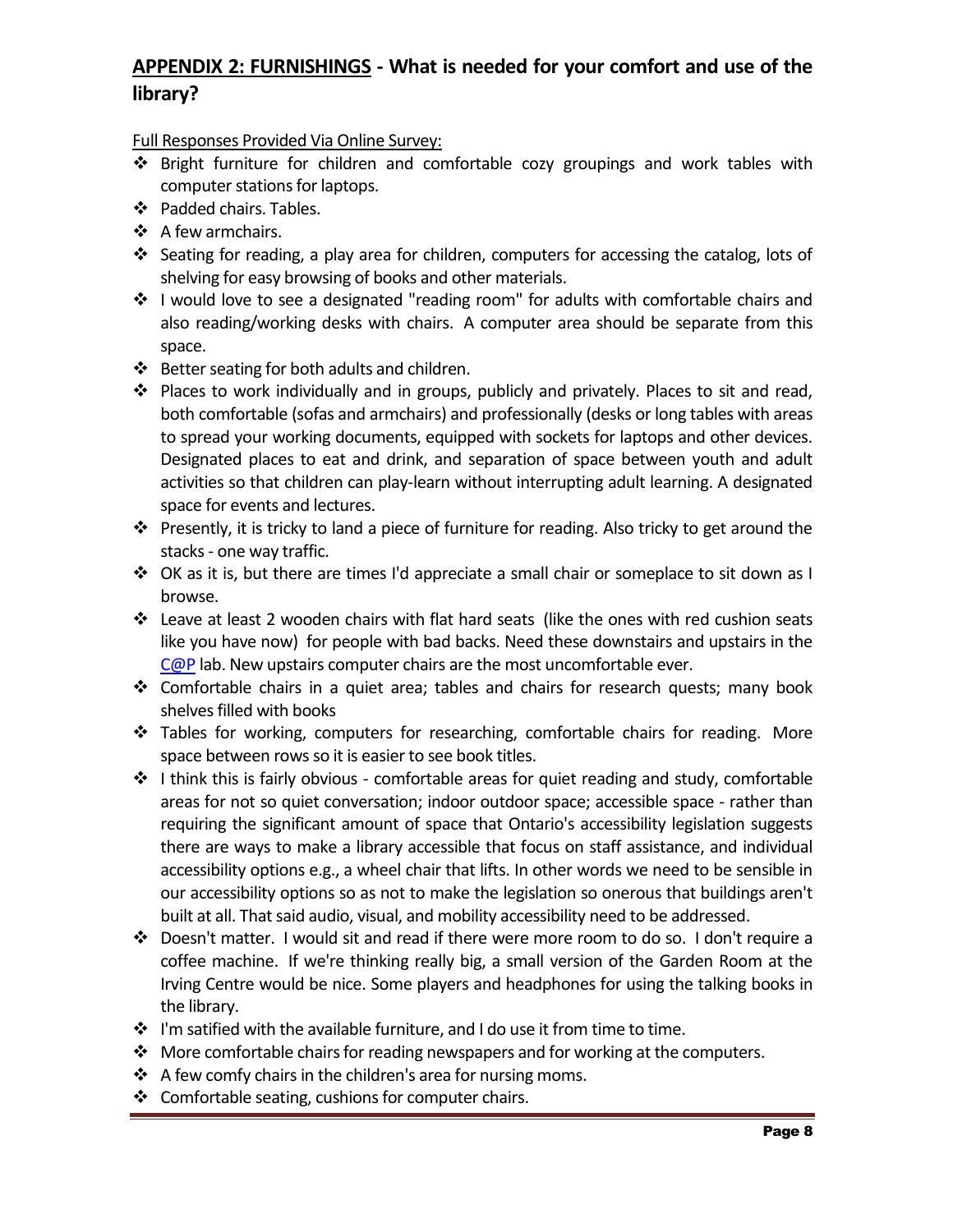## APPENDIX 2: FURNISHINGS - What is needed for your comfort and use of the library?

Full Responses Provided Via Online Survey:

- Bright furniture for children and comfortable cozy groupings and work tables with computer stations for laptops.
- Padded chairs. Tables.
- A few armchairs.
- Seating for reading, a play area for children, computers for accessing the catalog, lots of shelving for easy browsing of books and other materials.
- I would love to see a designated "reading room" for adults with comfortable chairs and also reading/working desks with chairs. A computer area should be separate from this space.
- Better seating for both adults and children.
- Places to work individually and in groups, publicly and privately. Places to sit and read, both comfortable (sofas and armchairs) and professionally (desks or long tables with areas to spread your working documents, equipped with sockets for laptops and other devices. Designated places to eat and drink, and separation of space between youth and adult activities so that children can play-learn without interrupting adult learning. A designated space for events and lectures.
- Presently, it is tricky to land a piece of furniture for reading. Also tricky to get around the stacks - one way traffic.
- OK as it is, but there are times I'd appreciate a small chair or someplace to sit down as I browse.
- Leave at least 2 wooden chairs with flat hard seats (like the ones with red cushion seats like you have now) for people with bad backs. Need these downstairs and upstairs in the C@P lab. New upstairs computer chairs are the most uncomfortable ever.
- Comfortable chairs in a quiet area; tables and chairs for research quests; many book shelves filled with books
- Tables for working, computers for researching, comfortable chairs for reading. More space between rows so it is easier to see book titles.
- I think this is fairly obvious - comfortable areas for quiet reading and study, comfortable areas for not so quiet conversation; indoor outdoor space; accessible space - rather than requiring the significant amount of space that Ontario's accessibility legislation suggests there are ways to make a library accessible that focus on staff assistance, and individual accessibility options e.g., a wheel chair that lifts. In other words we need to be sensible in our accessibility options so as not to make the legislation so onerous that buildings aren't built at all. That said audio, visual, and mobility accessibility need to be addressed.
- Doesn't matter. I would sit and read if there were more room to do so. I don't require a coffee machine. If we're thinking really big, a small version of the Garden Room at the Irving Centre would be nice. Some players and headphones for using the talking books in the library.
- I'm satified with the available furniture, and I do use it from time to time.
- More comfortable chairs for reading newspapers and for working at the computers.
- A few comfy chairs in the children's area for nursing moms.
- Comfortable seating, cushions for computer chairs.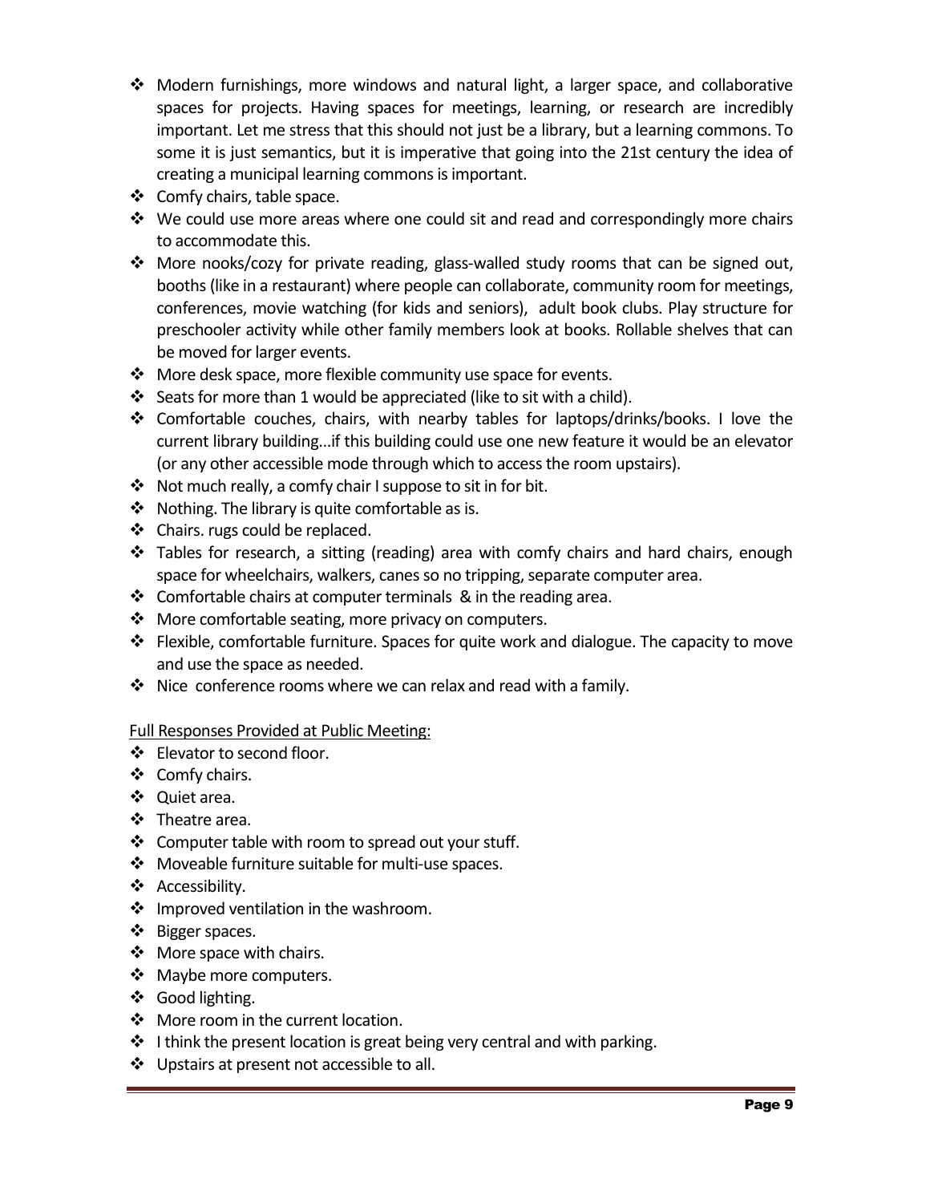- Modern furnishings, more windows and natural light, a larger space, and collaborative spaces for projects. Having spaces for meetings, learning, or research are incredibly important. Let me stress that this should not just be a library, but a learning commons. To some it is just semantics, but it is imperative that going into the 21st century the idea of creating a municipal learning commons is important.
- Comfy chairs, table space.
- We could use more areas where one could sit and read and correspondingly more chairs to accommodate this.
- More nooks/cozy for private reading, glass-walled study rooms that can be signed out, booths (like in a restaurant) where people can collaborate, community room for meetings, conferences, movie watching (for kids and seniors), adult book clubs. Play structure for preschooler activity while other family members look at books. Rollable shelves that can be moved for larger events.
- More desk space, more flexible community use space for events.
- Seats for more than 1 would be appreciated (like to sit with a child).
- Comfortable couches, chairs, with nearby tables for laptops/drinks/books. I love the current library building...if this building could use one new feature it would be an elevator (or any other accessible mode through which to access the room upstairs).
- Not much really, a comfy chair I suppose to sit in for bit.
- Nothing. The library is quite comfortable as is.
- Chairs. rugs could be replaced.
- Tables for research, a sitting (reading) area with comfy chairs and hard chairs, enough space for wheelchairs, walkers, canes so no tripping, separate computer area.
- Comfortable chairs at computer terminals & in the reading area.
- More comfortable seating, more privacy on computers.
- Flexible, comfortable furniture. Spaces for quite work and dialogue. The capacity to move and use the space as needed.
- Nice conference rooms where we can relax and read with a family.

<u>Full Responses Provided at Public Meeting:</u>

- Elevator to second floor.
- Comfy chairs.
- Quiet area.
- Theatre area.
- Computer table with room to spread out your stuff.
- Moveable furniture suitable for multi-use spaces.
- Accessibility.
- Improved ventilation in the washroom.
- Bigger spaces.
- More space with chairs.
- Maybe more computers.
- Good lighting.
- More room in the current location.
- I think the present location is great being very central and with parking.
- Upstairs at present not accessible to all.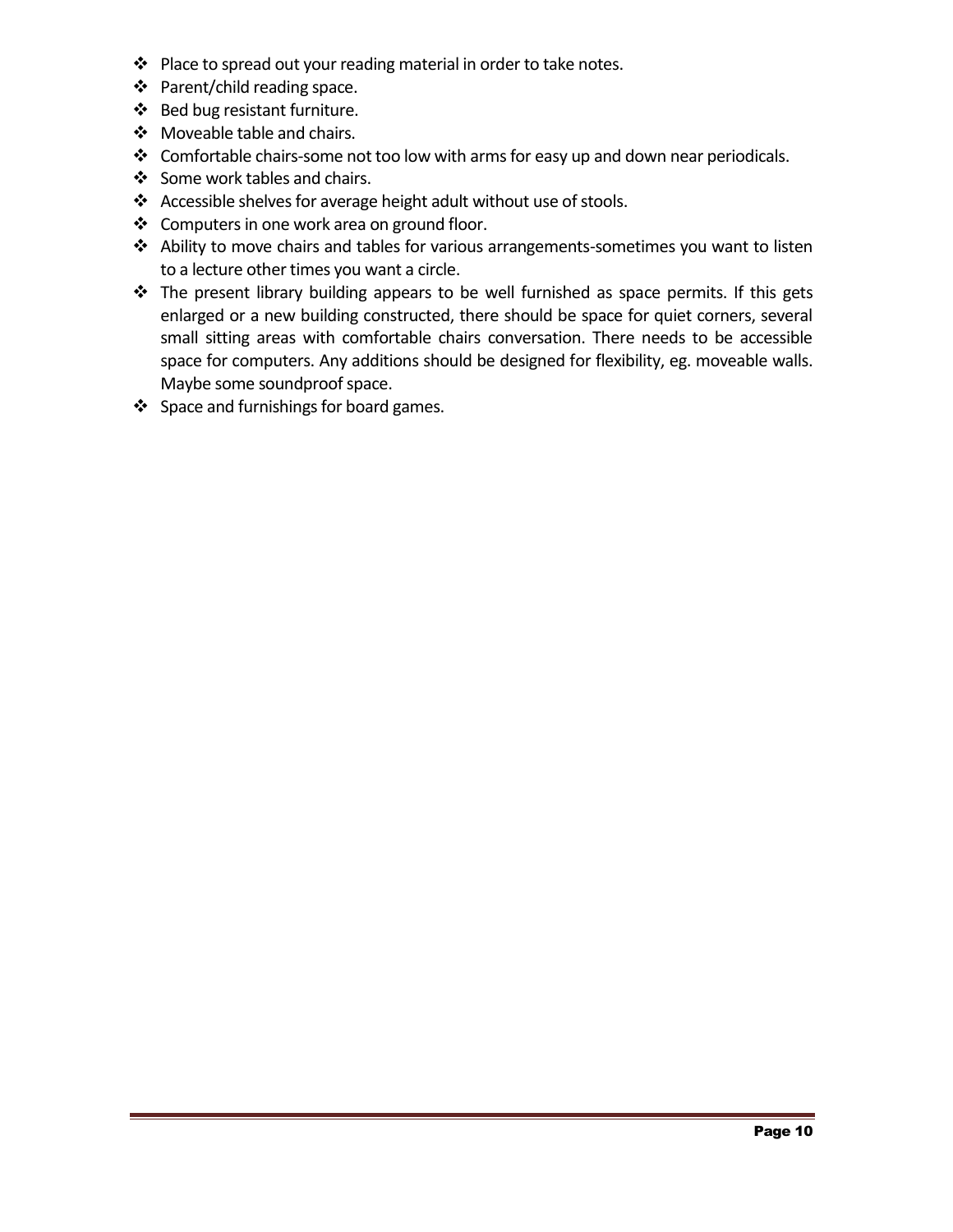- Place to spread out your reading material in order to take notes.
- Parent/child reading space.
- Bed bug resistant furniture.
- Moveable table and chairs.
- Comfortable chairs-some not too low with arms for easy up and down near periodicals.
- Some work tables and chairs.
- Accessible shelves for average height adult without use of stools.
- Computers in one work area on ground floor.
- Ability to move chairs and tables for various arrangements-sometimes you want to listen to a lecture other times you want a circle.
- The present library building appears to be well furnished as space permits. If this gets enlarged or a new building constructed, there should be space for quiet corners, several small sitting areas with comfortable chairs conversation. There needs to be accessible space for computers. Any additions should be designed for flexibility, eg. moveable walls. Maybe some soundproof space.
- Space and furnishings for board games.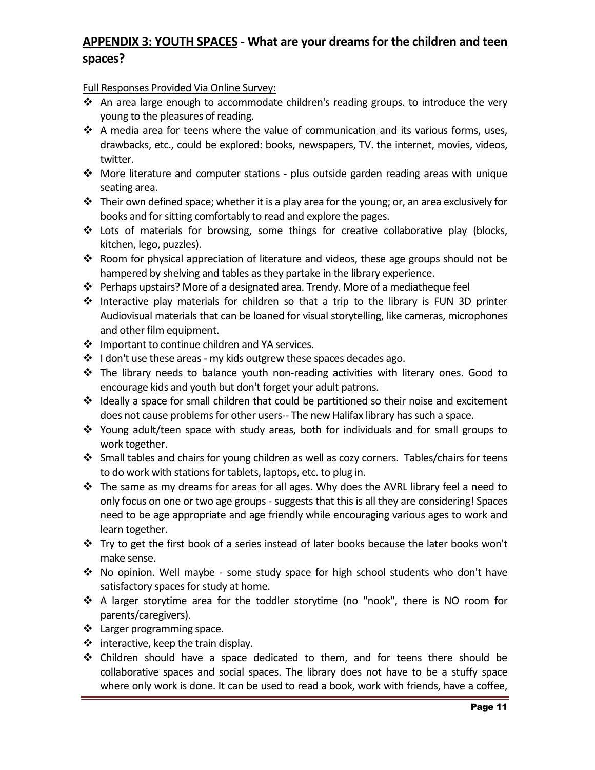## APPENDIX 3: YOUTH SPACES - What are your dreams for the children and teen spaces?

Full Responses Provided Via Online Survey:

- An area large enough to accommodate children's reading groups. to introduce the very young to the pleasures of reading.
- A media area for teens where the value of communication and its various forms, uses, drawbacks, etc., could be explored: books, newspapers, TV. the internet, movies, videos, twitter.
- More literature and computer stations - plus outside garden reading areas with unique seating area.
- Their own defined space; whether it is a play area for the young; or, an area exclusively for books and for sitting comfortably to read and explore the pages.
- Lots of materials for browsing, some things for creative collaborative play (blocks, kitchen, lego, puzzles).
- Room for physical appreciation of literature and videos, these age groups should not be hampered by shelving and tables as they partake in the library experience.
- Perhaps upstairs? More of a designated area. Trendy. More of a mediatheque feel
- Interactive play materials for children so that a trip to the library is FUN 3D printer Audiovisual materials that can be loaned for visual storytelling, like cameras, microphones and other film equipment.
- Important to continue children and YA services.
- I don't use these areas - my kids outgrew these spaces decades ago.
- The library needs to balance youth non-reading activities with literary ones. Good to encourage kids and youth but don't forget your adult patrons.
- Ideally a space for small children that could be partitioned so their noise and excitement does not cause problems for other users-- The new Halifax library has such a space.
- Young adult/teen space with study areas, both for individuals and for small groups to work together.
- Small tables and chairs for young children as well as cozy corners. Tables/chairs for teens to do work with stations for tablets, laptops, etc. to plug in.
- The same as my dreams for areas for all ages. Why does the AVRL library feel a need to only focus on one or two age groups - suggests that this is all they are considering! Spaces need to be age appropriate and age friendly while encouraging various ages to work and learn together.
- Try to get the first book of a series instead of later books because the later books won't make sense.
- No opinion. Well maybe - some study space for high school students who don't have satisfactory spaces for study at home.
- A larger storytime area for the toddler storytime (no "nook", there is NO room for parents/caregivers).
- Larger programming space.
- interactive, keep the train display.
- Children should have a space dedicated to them, and for teens there should be collaborative spaces and social spaces. The library does not have to be a stuffy space where only work is done. It can be used to read a book, work with friends, have a coffee,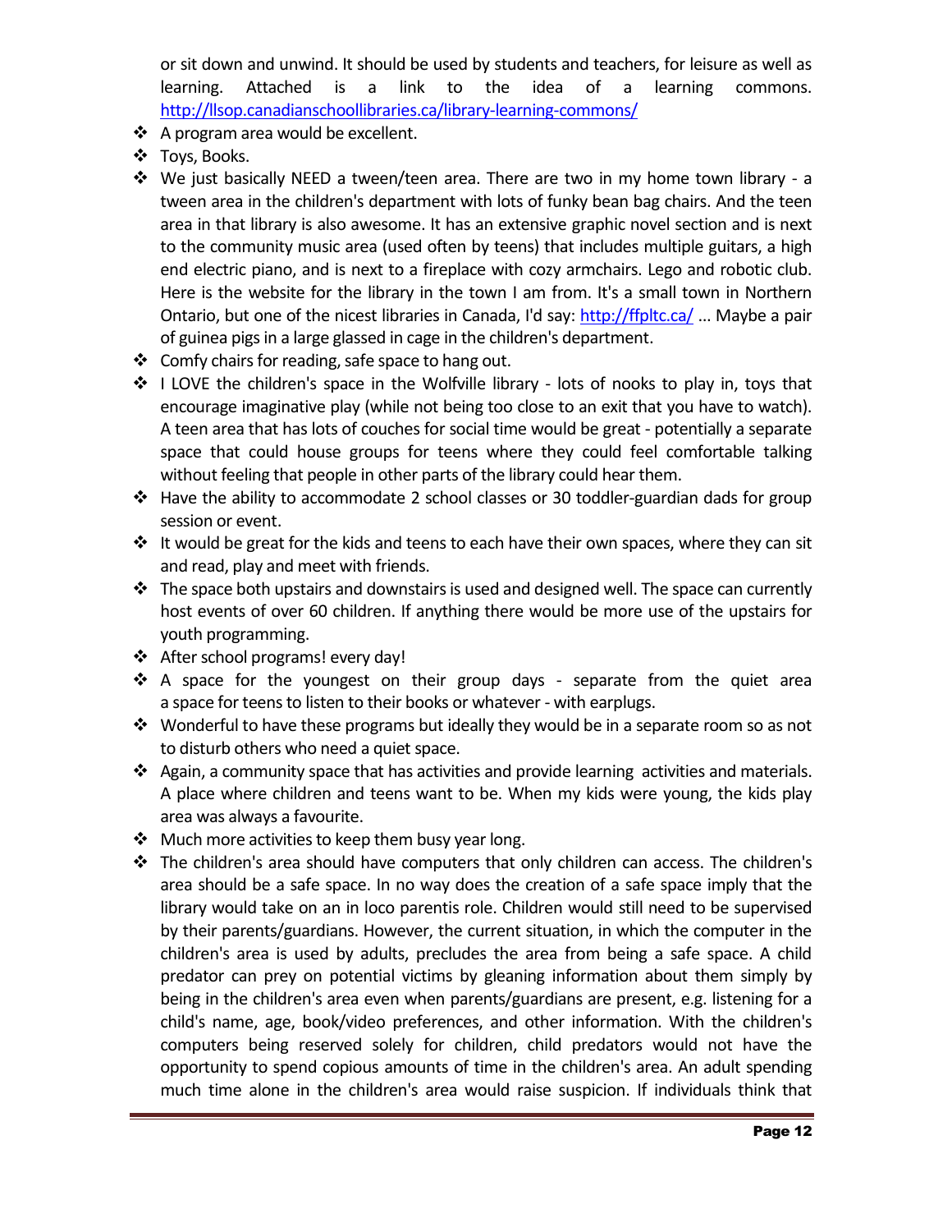or sit down and unwind. It should be used by students and teachers, for leisure as well as learning. Attached is a link to the idea of a learning commons. http://llsop.canadianschoollibraries.ca/library-learning-commons/

- A program area would be excellent.
- Toys, Books.
- We just basically NEED a tween/teen area. There are two in my home town library - a tween area in the children's department with lots of funky bean bag chairs. And the teen area in that library is also awesome. It has an extensive graphic novel section and is next to the community music area (used often by teens) that includes multiple guitars, a high end electric piano, and is next to a fireplace with cozy armchairs. Lego and robotic club. Here is the website for the library in the town I am from. It's a small town in Northern Ontario, but one of the nicest libraries in Canada, I'd say: http://ffpltc.ca/ ... Maybe a pair of guinea pigs in a large glassed in cage in the children's department.
- Comfy chairs for reading, safe space to hang out.
- I LOVE the children's space in the Wolfville library - lots of nooks to play in, toys that encourage imaginative play (while not being too close to an exit that you have to watch). A teen area that has lots of couches for social time would be great - potentially a separate space that could house groups for teens where they could feel comfortable talking without feeling that people in other parts of the library could hear them.
- Have the ability to accommodate 2 school classes or 30 toddler-guardian dads for group session or event.
- It would be great for the kids and teens to each have their own spaces, where they can sit and read, play and meet with friends.
- The space both upstairs and downstairs is used and designed well. The space can currently host events of over 60 children. If anything there would be more use of the upstairs for youth programming.
- After school programs! every day!
- A space for the youngest on their group days - separate from the quiet area a space for teens to listen to their books or whatever - with earplugs.
- Wonderful to have these programs but ideally they would be in a separate room so as not to disturb others who need a quiet space.
- Again, a community space that has activities and provide learning activities and materials. A place where children and teens want to be. When my kids were young, the kids play area was always a favourite.
- Much more activities to keep them busy year long.
- The children's area should have computers that only children can access. The children's area should be a safe space. In no way does the creation of a safe space imply that the library would take on an in loco parentis role. Children would still need to be supervised by their parents/guardians. However, the current situation, in which the computer in the children's area is used by adults, precludes the area from being a safe space. A child predator can prey on potential victims by gleaning information about them simply by being in the children's area even when parents/guardians are present, e.g. listening for a child's name, age, book/video preferences, and other information. With the children's computers being reserved solely for children, child predators would not have the opportunity to spend copious amounts of time in the children's area. An adult spending much time alone in the children's area would raise suspicion. If individuals think that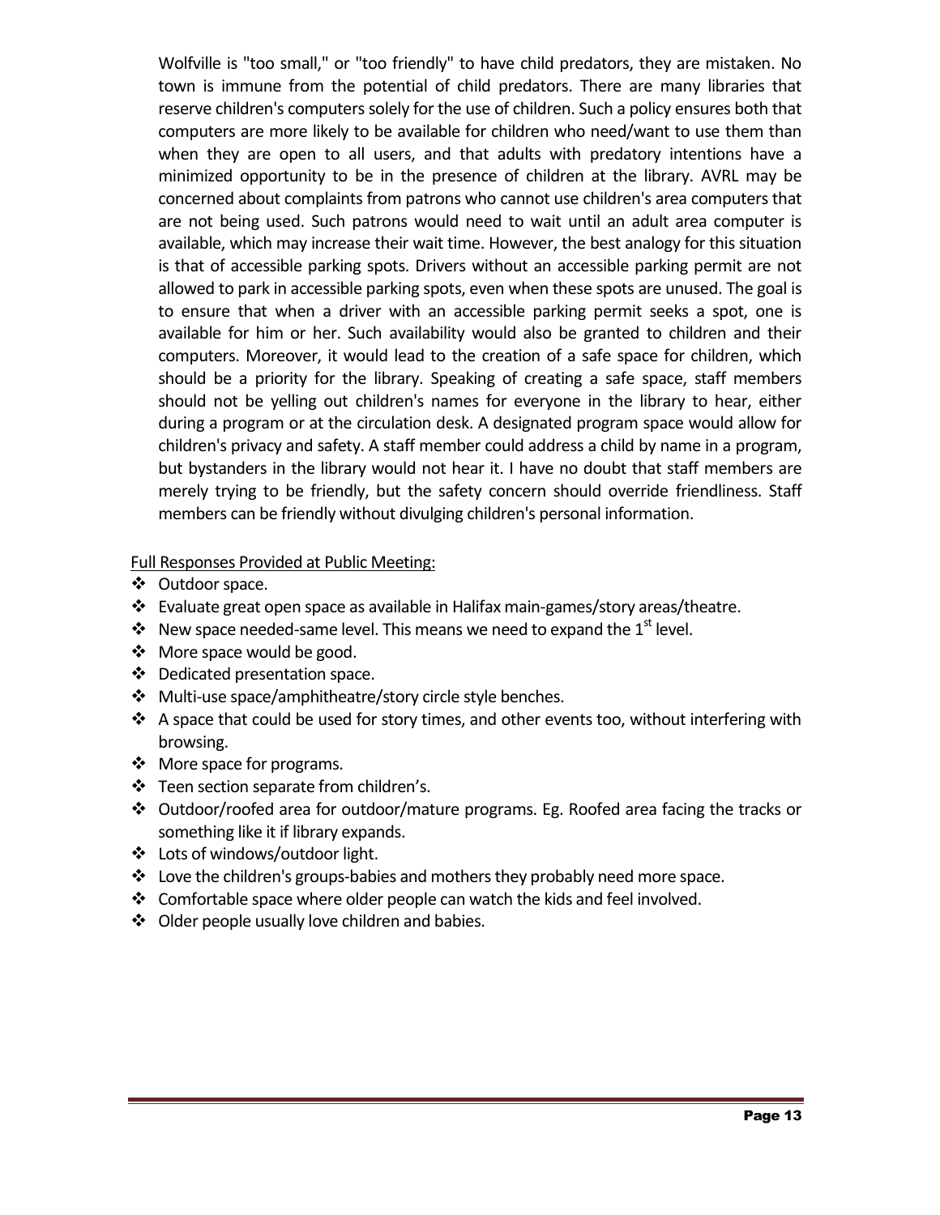Wolfville is "too small," or "too friendly" to have child predators, they are mistaken. No town is immune from the potential of child predators. There are many libraries that reserve children's computers solely for the use of children. Such a policy ensures both that computers are more likely to be available for children who need/want to use them than when they are open to all users, and that adults with predatory intentions have a minimized opportunity to be in the presence of children at the library. AVRL may be concerned about complaints from patrons who cannot use children's area computers that are not being used. Such patrons would need to wait until an adult area computer is available, which may increase their wait time. However, the best analogy for this situation is that of accessible parking spots. Drivers without an accessible parking permit are not allowed to park in accessible parking spots, even when these spots are unused. The goal is to ensure that when a driver with an accessible parking permit seeks a spot, one is available for him or her. Such availability would also be granted to children and their computers. Moreover, it would lead to the creation of a safe space for children, which should be a priority for the library. Speaking of creating a safe space, staff members should not be yelling out children's names for everyone in the library to hear, either during a program or at the circulation desk. A designated program space would allow for children's privacy and safety. A staff member could address a child by name in a program, but bystanders in the library would not hear it. I have no doubt that staff members are merely trying to be friendly, but the safety concern should override friendliness. Staff members can be friendly without divulging children's personal information.

Full Responses Provided at Public Meeting:

- Outdoor space.
- Evaluate great open space as available in Halifax main-games/story areas/theatre.
- New space needed-same level. This means we need to expand the 1st level.
- More space would be good.
- Dedicated presentation space.
- Multi-use space/amphitheatre/story circle style benches.
- A space that could be used for story times, and other events too, without interfering with browsing.
- More space for programs.
- Teen section separate from children's.
- Outdoor/roofed area for outdoor/mature programs. Eg. Roofed area facing the tracks or something like it if library expands.
- Lots of windows/outdoor light.
- Love the children's groups-babies and mothers they probably need more space.
- Comfortable space where older people can watch the kids and feel involved.
- Older people usually love children and babies.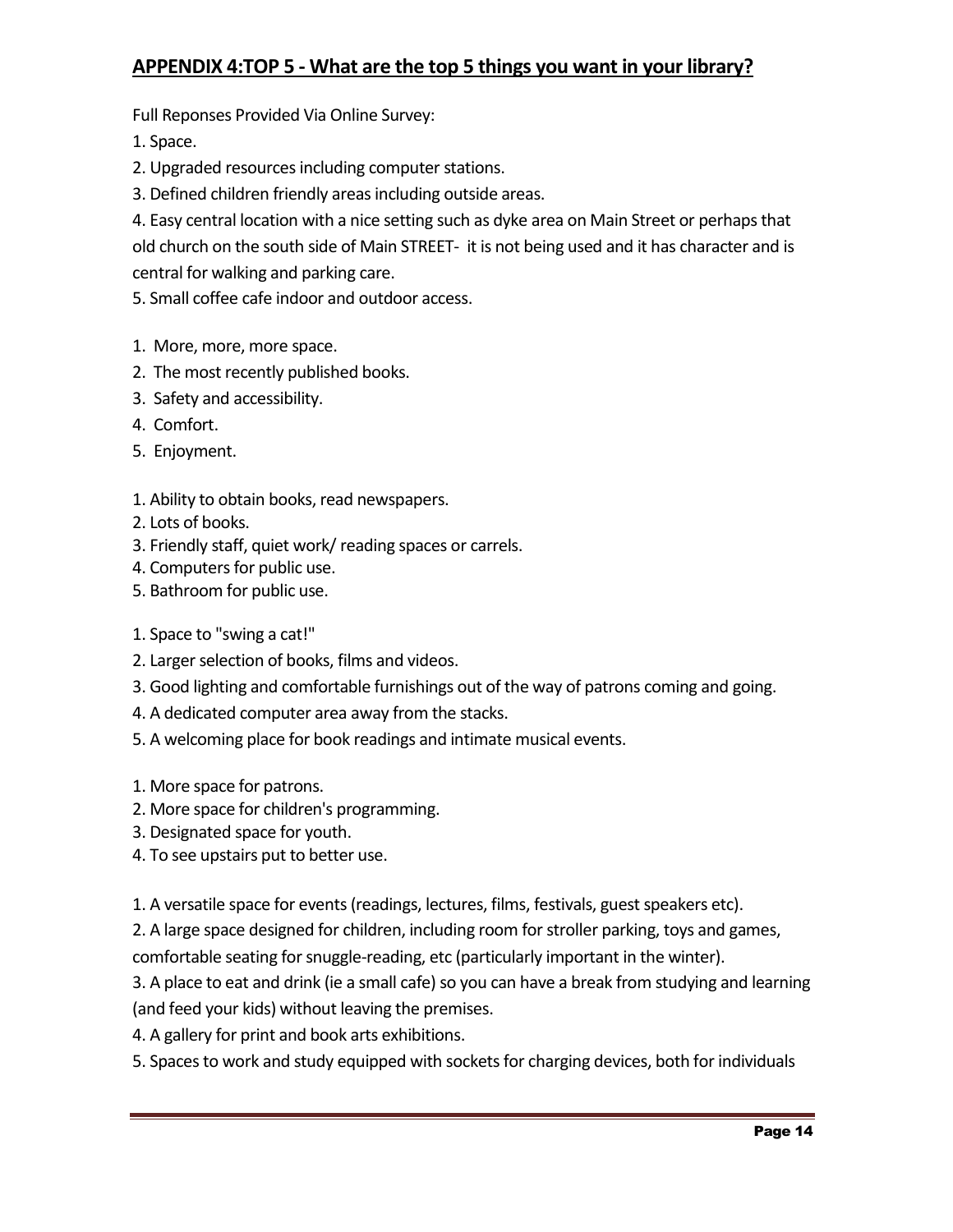## APPENDIX 4:TOP 5 - What are the top 5 things you want in your library?

Full Reponses Provided Via Online Survey:

1. Space.
2. Upgraded resources including computer stations.
3. Defined children friendly areas including outside areas.
4. Easy central location with a nice setting such as dyke area on Main Street or perhaps that old church on the south side of Main STREET-  it is not being used and it has character and is central for walking and parking care.
5. Small coffee cafe indoor and outdoor access.

1. More, more, more space.
2. The most recently published books.
3. Safety and accessibility.
4. Comfort.
5. Enjoyment.

1. Ability to obtain books, read newspapers.
2. Lots of books.
3. Friendly staff, quiet work/ reading spaces or carrels.
4. Computers for public use.
5. Bathroom for public use.

1. Space to "swing a cat!"
2. Larger selection of books, films and videos.
3. Good lighting and comfortable furnishings out of the way of patrons coming and going.
4. A dedicated computer area away from the stacks.
5. A welcoming place for book readings and intimate musical events.

1. More space for patrons.
2. More space for children's programming.
3. Designated space for youth.
4. To see upstairs put to better use.

1. A versatile space for events (readings, lectures, films, festivals, guest speakers etc).
2. A large space designed for children, including room for stroller parking, toys and games, comfortable seating for snuggle-reading, etc (particularly important in the winter).
3. A place to eat and drink (ie a small cafe) so you can have a break from studying and learning (and feed your kids) without leaving the premises.
4. A gallery for print and book arts exhibitions.
5. Spaces to work and study equipped with sockets for charging devices, both for individuals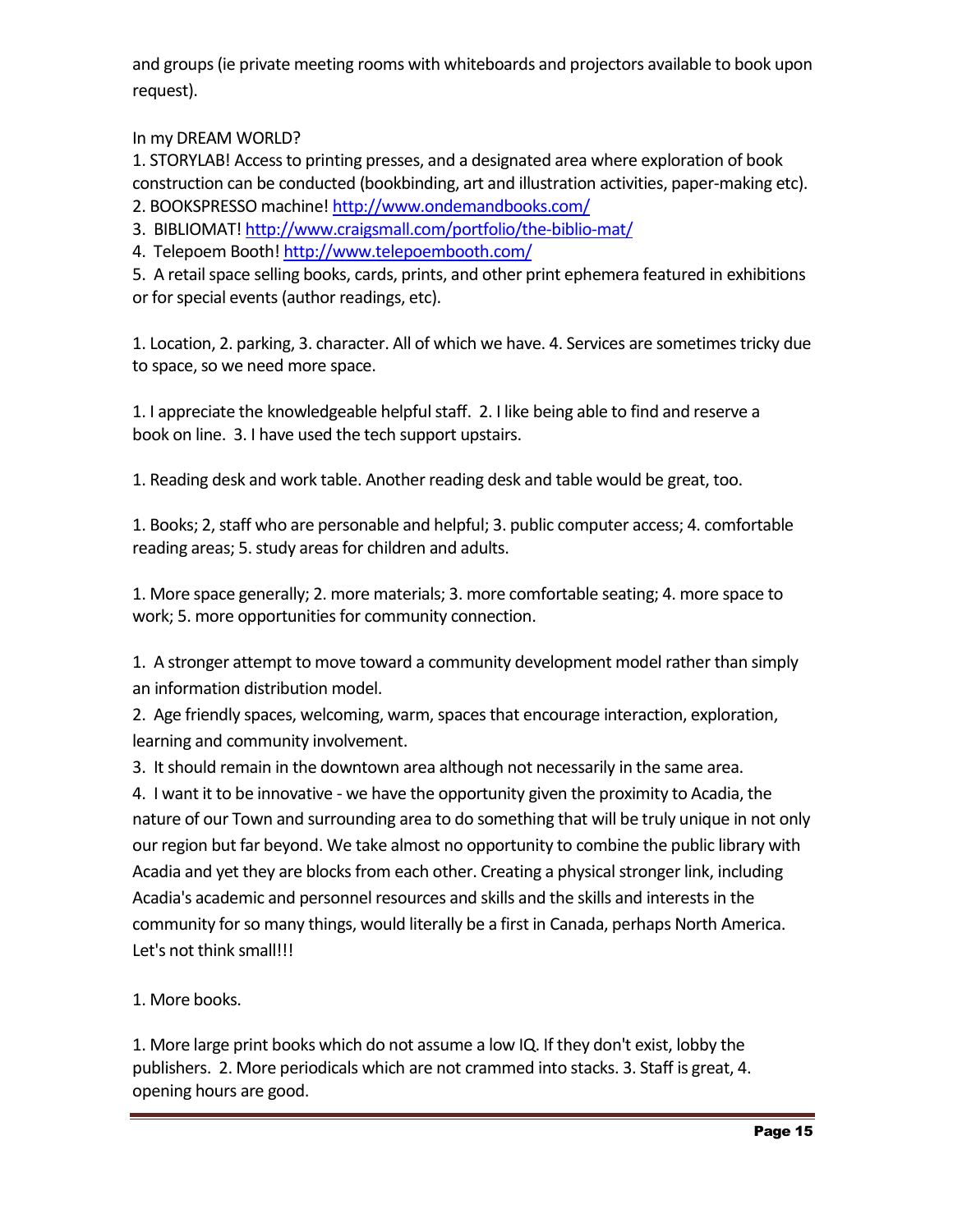and groups (ie private meeting rooms with whiteboards and projectors available to book upon request).

In my DREAM WORLD?
1. STORYLAB! Access to printing presses, and a designated area where exploration of book construction can be conducted (bookbinding, art and illustration activities, paper-making etc).
2. BOOKSPRESSO machine! http://www.ondemandbooks.com/
3. BIBLIOMAT! http://www.craigsmall.com/portfolio/the-biblio-mat/
4. Telepoem Booth! http://www.telepoembooth.com/
5. A retail space selling books, cards, prints, and other print ephemera featured in exhibitions or for special events (author readings, etc).

1. Location, 2. parking, 3. character. All of which we have. 4. Services are sometimes tricky due to space, so we need more space.

1. I appreciate the knowledgeable helpful staff. 2. I like being able to find and reserve a book on line. 3. I have used the tech support upstairs.

1. Reading desk and work table. Another reading desk and table would be great, too.

1. Books; 2, staff who are personable and helpful; 3. public computer access; 4. comfortable reading areas; 5. study areas for children and adults.

1. More space generally; 2. more materials; 3. more comfortable seating; 4. more space to work; 5. more opportunities for community connection.

1. A stronger attempt to move toward a community development model rather than simply an information distribution model.
2. Age friendly spaces, welcoming, warm, spaces that encourage interaction, exploration, learning and community involvement.
3. It should remain in the downtown area although not necessarily in the same area.
4. I want it to be innovative - we have the opportunity given the proximity to Acadia, the nature of our Town and surrounding area to do something that will be truly unique in not only our region but far beyond. We take almost no opportunity to combine the public library with Acadia and yet they are blocks from each other. Creating a physical stronger link, including Acadia's academic and personnel resources and skills and the skills and interests in the community for so many things, would literally be a first in Canada, perhaps North America. Let's not think small!!!

1. More books.

1. More large print books which do not assume a low IQ. If they don't exist, lobby the publishers. 2. More periodicals which are not crammed into stacks. 3. Staff is great, 4. opening hours are good.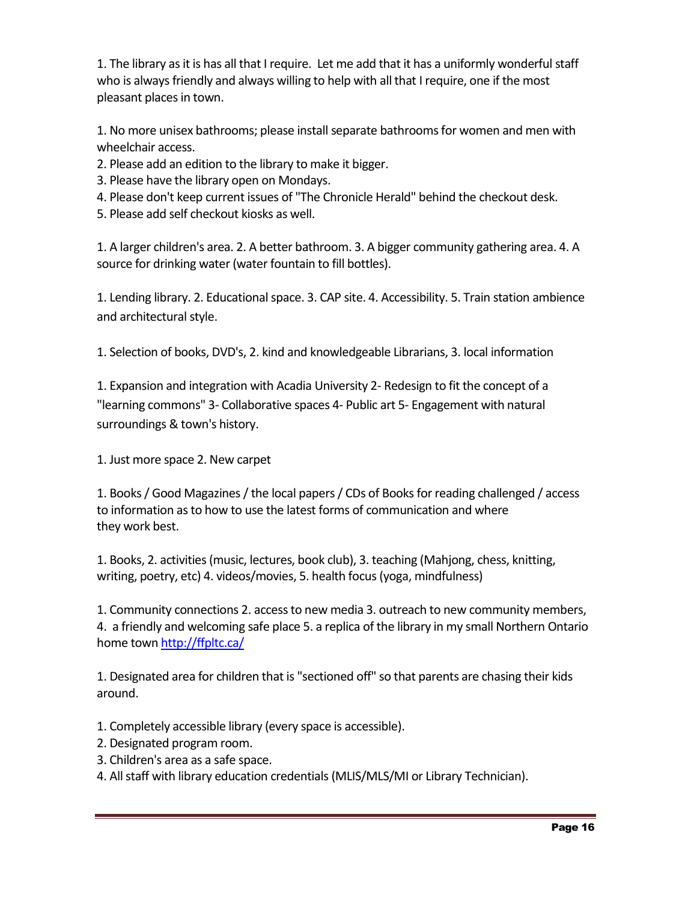1. The library as it is has all that I require.  Let me add that it has a uniformly wonderful staff who is always friendly and always willing to help with all that I require, one if the most pleasant places in town.

1. No more unisex bathrooms; please install separate bathrooms for women and men with wheelchair access.
2. Please add an edition to the library to make it bigger.
3. Please have the library open on Mondays.
4. Please don't keep current issues of "The Chronicle Herald" behind the checkout desk.
5. Please add self checkout kiosks as well.

1. A larger children's area. 2. A better bathroom. 3. A bigger community gathering area. 4. A source for drinking water (water fountain to fill bottles).

1. Lending library. 2. Educational space. 3. CAP site. 4. Accessibility. 5. Train station ambience and architectural style.

1. Selection of books, DVD's, 2. kind and knowledgeable Librarians, 3. local information

1. Expansion and integration with Acadia University 2- Redesign to fit the concept of a "learning commons" 3- Collaborative spaces 4- Public art 5- Engagement with natural surroundings & town's history.

1. Just more space 2. New carpet

1. Books / Good Magazines / the local papers / CDs of Books for reading challenged / access to information as to how to use the latest forms of communication and where they work best.

1. Books, 2. activities (music, lectures, book club), 3. teaching (Mahjong, chess, knitting, writing, poetry, etc) 4. videos/movies, 5. health focus (yoga, mindfulness)

1. Community connections 2. access to new media 3. outreach to new community members, 4.  a friendly and welcoming safe place 5. a replica of the library in my small Northern Ontario home town http://ffpltc.ca/

1. Designated area for children that is "sectioned off" so that parents are chasing their kids around.

1. Completely accessible library (every space is accessible).
2. Designated program room.
3. Children's area as a safe space.
4. All staff with library education credentials (MLIS/MLS/MI or Library Technician).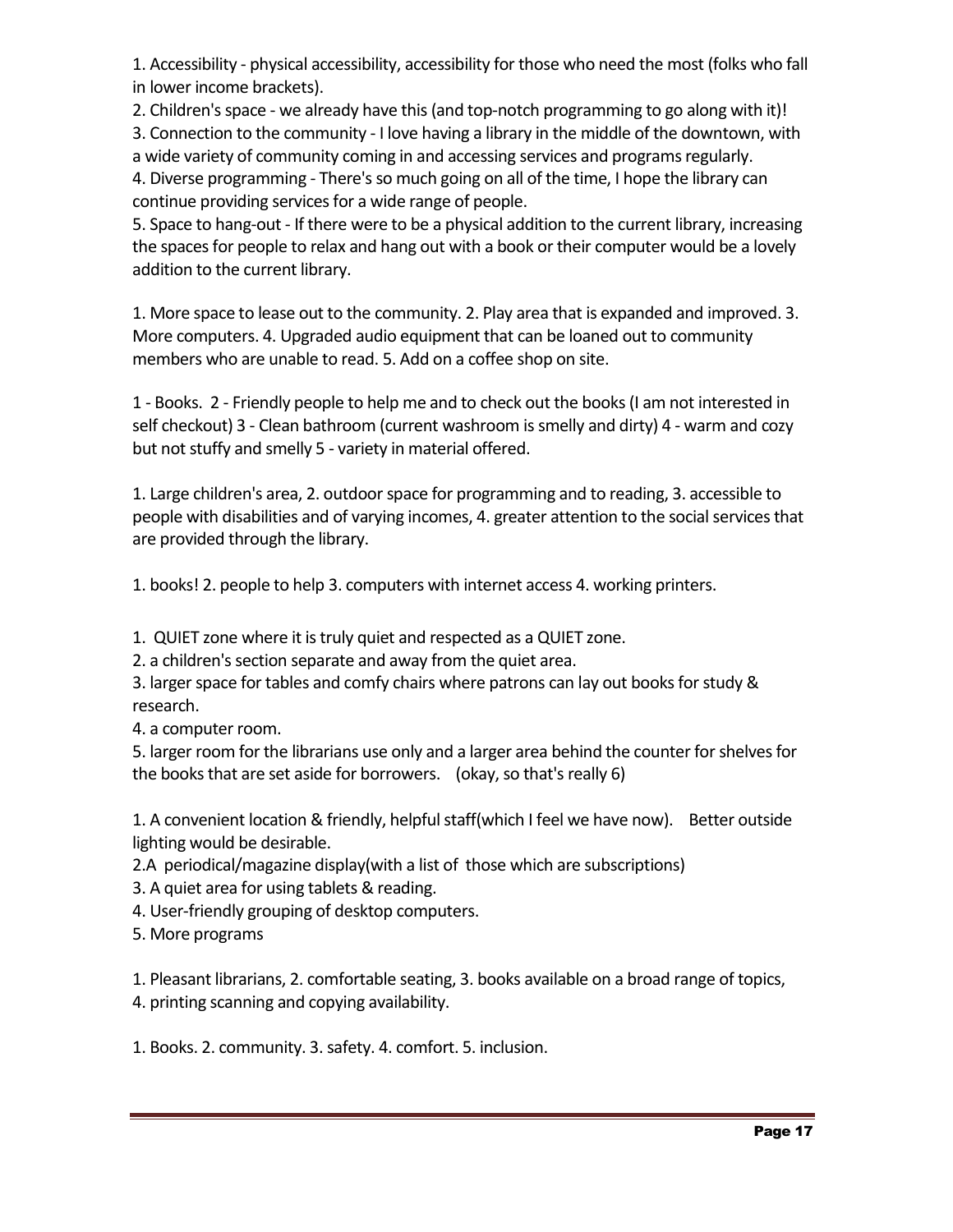1. Accessibility - physical accessibility, accessibility for those who need the most (folks who fall in lower income brackets).
2. Children's space - we already have this (and top-notch programming to go along with it)!
3. Connection to the community - I love having a library in the middle of the downtown, with a wide variety of community coming in and accessing services and programs regularly.
4. Diverse programming - There's so much going on all of the time, I hope the library can continue providing services for a wide range of people.
5. Space to hang-out - If there were to be a physical addition to the current library, increasing the spaces for people to relax and hang out with a book or their computer would be a lovely addition to the current library.

1. More space to lease out to the community. 2. Play area that is expanded and improved. 3. More computers. 4. Upgraded audio equipment that can be loaned out to community members who are unable to read. 5. Add on a coffee shop on site.

1 - Books. 2 - Friendly people to help me and to check out the books (I am not interested in self checkout) 3 - Clean bathroom (current washroom is smelly and dirty) 4 - warm and cozy but not stuffy and smelly 5 - variety in material offered.

1. Large children's area, 2. outdoor space for programming and to reading, 3. accessible to people with disabilities and of varying incomes, 4. greater attention to the social services that are provided through the library.

1. books! 2. people to help 3. computers with internet access 4. working printers.

1. QUIET zone where it is truly quiet and respected as a QUIET zone.
2. a children's section separate and away from the quiet area.
3. larger space for tables and comfy chairs where patrons can lay out books for study & research.
4. a computer room.
5. larger room for the librarians use only and a larger area behind the counter for shelves for the books that are set aside for borrowers. (okay, so that's really 6)

1. A convenient location & friendly, helpful staff(which I feel we have now). Better outside lighting would be desirable.
2. A periodical/magazine display(with a list of those which are subscriptions)
3. A quiet area for using tablets & reading.
4. User-friendly grouping of desktop computers.
5. More programs

1. Pleasant librarians, 2. comfortable seating, 3. books available on a broad range of topics, 4. printing scanning and copying availability.

1. Books. 2. community. 3. safety. 4. comfort. 5. inclusion.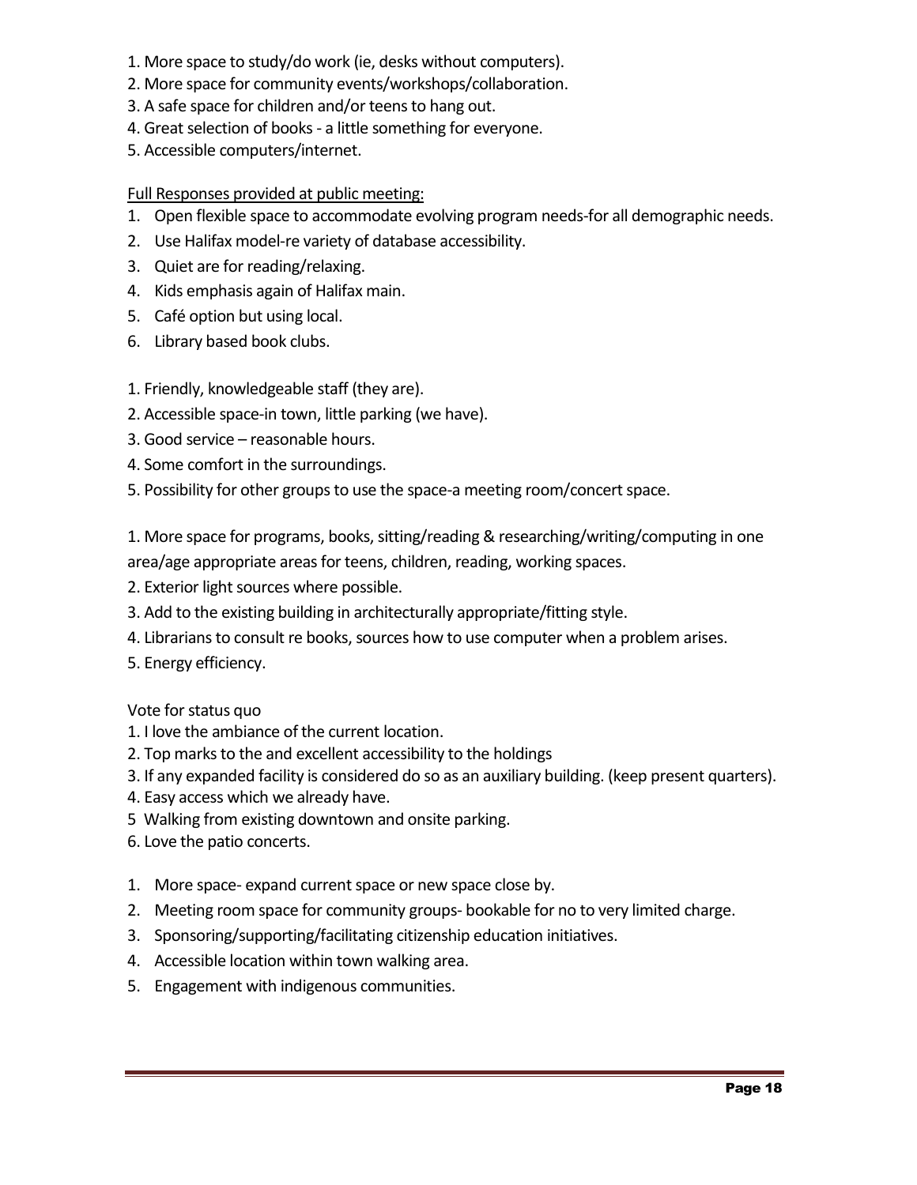1. More space to study/do work (ie, desks without computers).
2. More space for community events/workshops/collaboration.
3. A safe space for children and/or teens to hang out.
4. Great selection of books - a little something for everyone.
5. Accessible computers/internet.

<u>Full Responses provided at public meeting:</u>

1. Open flexible space to accommodate evolving program needs-for all demographic needs.
2. Use Halifax model-re variety of database accessibility.
3. Quiet are for reading/relaxing.
4. Kids emphasis again of Halifax main.
5. Café option but using local.
6. Library based book clubs.

1. Friendly, knowledgeable staff (they are).
2. Accessible space-in town, little parking (we have).
3. Good service – reasonable hours.
4. Some comfort in the surroundings.
5. Possibility for other groups to use the space-a meeting room/concert space.

1. More space for programs, books, sitting/reading & researching/writing/computing in one area/age appropriate areas for teens, children, reading, working spaces.
2. Exterior light sources where possible.
3. Add to the existing building in architecturally appropriate/fitting style.
4. Librarians to consult re books, sources how to use computer when a problem arises.
5. Energy efficiency.

Vote for status quo

1. I love the ambiance of the current location.
2. Top marks to the and excellent accessibility to the holdings
3. If any expanded facility is considered do so as an auxiliary building. (keep present quarters).
4. Easy access which we already have.
5. Walking from existing downtown and onsite parking.
6. Love the patio concerts.

1. More space- expand current space or new space close by.
2. Meeting room space for community groups- bookable for no to very limited charge.
3. Sponsoring/supporting/facilitating citizenship education initiatives.
4. Accessible location within town walking area.
5. Engagement with indigenous communities.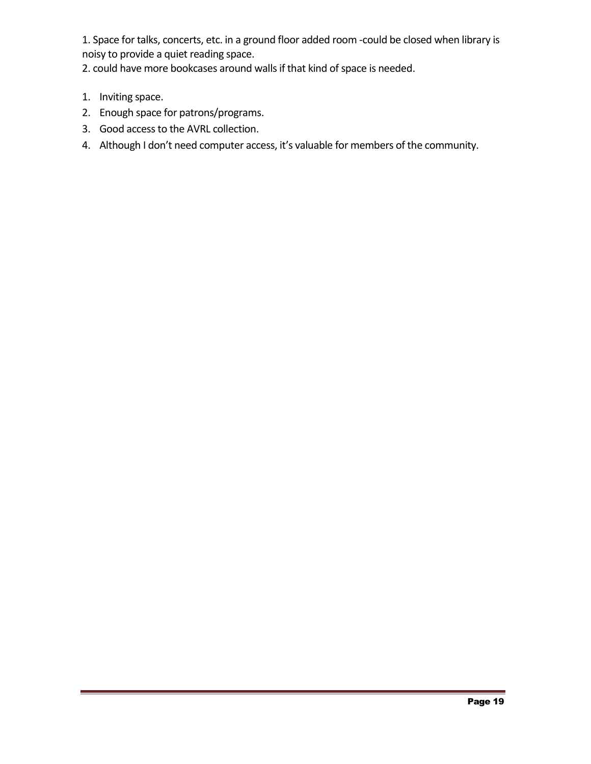1. Space for talks, concerts, etc. in a ground floor added room -could be closed when library is noisy to provide a quiet reading space.
2. could have more bookcases around walls if that kind of space is needed.

1. Inviting space.
2. Enough space for patrons/programs.
3. Good access to the AVRL collection.
4. Although I don't need computer access, it's valuable for members of the community.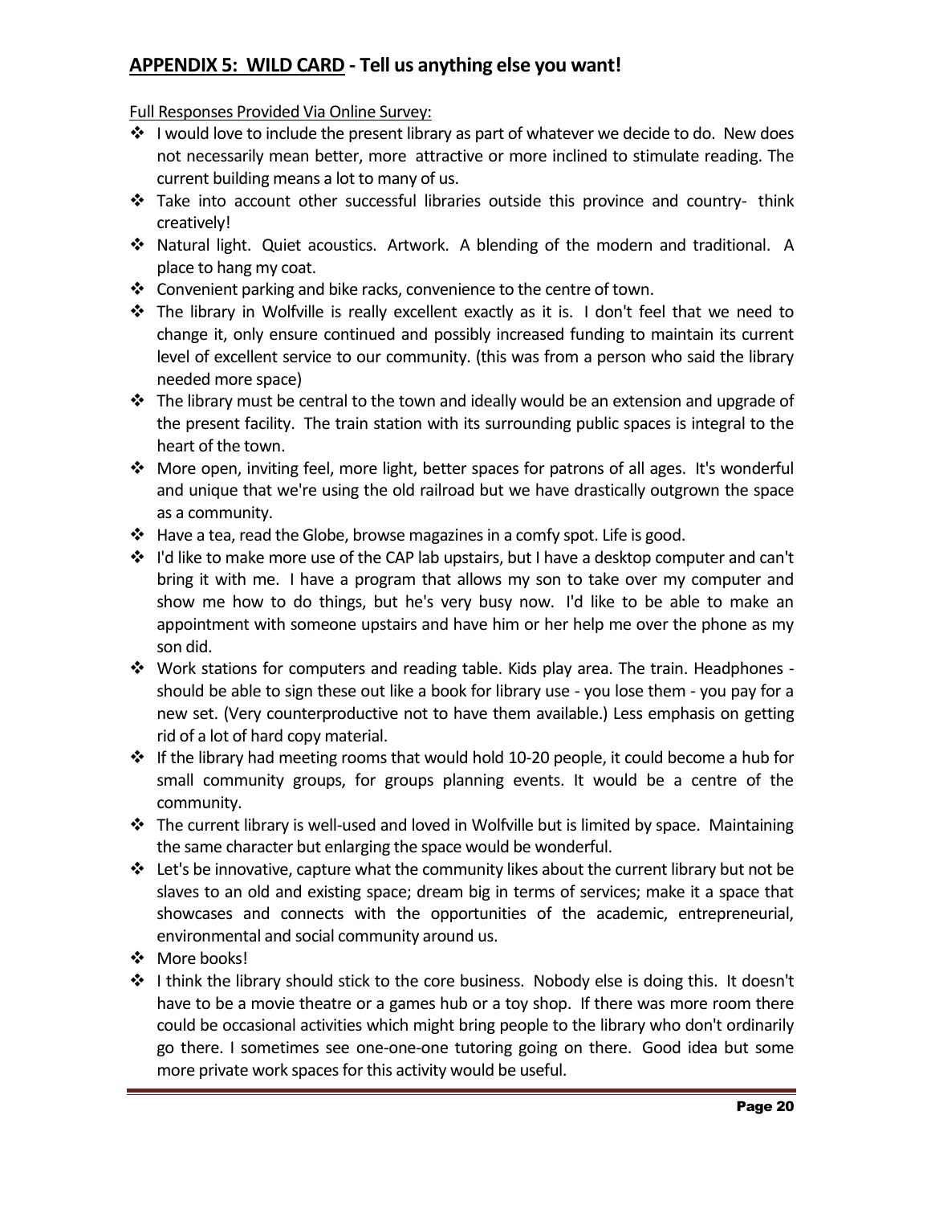## **APPENDIX 5: WILD CARD - Tell us anything else you want!**

Full Responses Provided Via Online Survey:

- I would love to include the present library as part of whatever we decide to do. New does not necessarily mean better, more attractive or more inclined to stimulate reading. The current building means a lot to many of us.
- Take into account other successful libraries outside this province and country- think creatively!
- Natural light. Quiet acoustics. Artwork. A blending of the modern and traditional. A place to hang my coat.
- Convenient parking and bike racks, convenience to the centre of town.
- The library in Wolfville is really excellent exactly as it is. I don't feel that we need to change it, only ensure continued and possibly increased funding to maintain its current level of excellent service to our community. (this was from a person who said the library needed more space)
- The library must be central to the town and ideally would be an extension and upgrade of the present facility. The train station with its surrounding public spaces is integral to the heart of the town.
- More open, inviting feel, more light, better spaces for patrons of all ages. It's wonderful and unique that we're using the old railroad but we have drastically outgrown the space as a community.
- Have a tea, read the Globe, browse magazines in a comfy spot. Life is good.
- I'd like to make more use of the CAP lab upstairs, but I have a desktop computer and can't bring it with me. I have a program that allows my son to take over my computer and show me how to do things, but he's very busy now. I'd like to be able to make an appointment with someone upstairs and have him or her help me over the phone as my son did.
- Work stations for computers and reading table. Kids play area. The train. Headphones - should be able to sign these out like a book for library use - you lose them - you pay for a new set. (Very counterproductive not to have them available.) Less emphasis on getting rid of a lot of hard copy material.
- If the library had meeting rooms that would hold 10-20 people, it could become a hub for small community groups, for groups planning events. It would be a centre of the community.
- The current library is well-used and loved in Wolfville but is limited by space. Maintaining the same character but enlarging the space would be wonderful.
- Let's be innovative, capture what the community likes about the current library but not be slaves to an old and existing space; dream big in terms of services; make it a space that showcases and connects with the opportunities of the academic, entrepreneurial, environmental and social community around us.
- More books!
- I think the library should stick to the core business. Nobody else is doing this. It doesn't have to be a movie theatre or a games hub or a toy shop. If there was more room there could be occasional activities which might bring people to the library who don't ordinarily go there. I sometimes see one-one-one tutoring going on there. Good idea but some more private work spaces for this activity would be useful.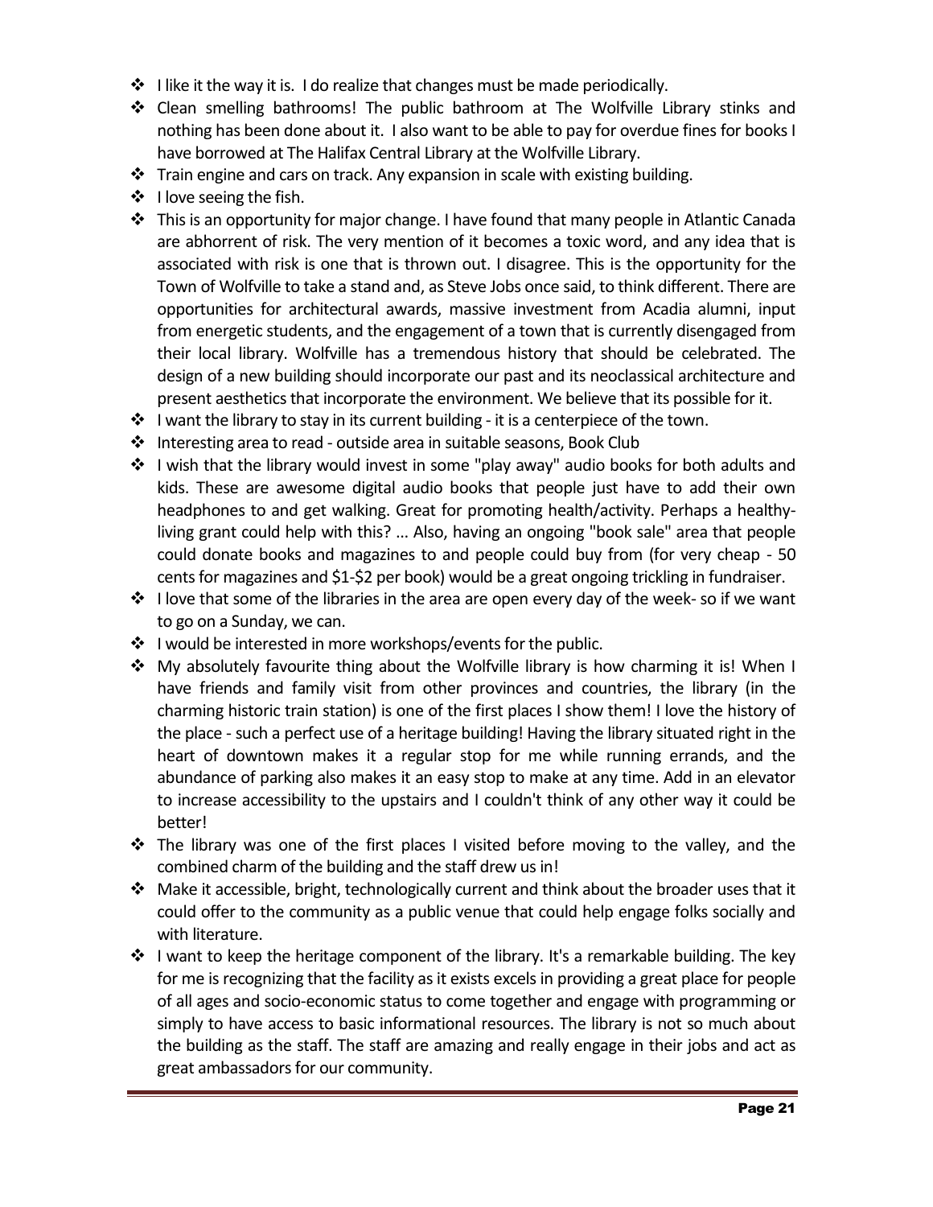- I like it the way it is. I do realize that changes must be made periodically.
- Clean smelling bathrooms! The public bathroom at The Wolfville Library stinks and nothing has been done about it. I also want to be able to pay for overdue fines for books I have borrowed at The Halifax Central Library at the Wolfville Library.
- Train engine and cars on track. Any expansion in scale with existing building.
- I love seeing the fish.
- This is an opportunity for major change. I have found that many people in Atlantic Canada are abhorrent of risk. The very mention of it becomes a toxic word, and any idea that is associated with risk is one that is thrown out. I disagree. This is the opportunity for the Town of Wolfville to take a stand and, as Steve Jobs once said, to think different. There are opportunities for architectural awards, massive investment from Acadia alumni, input from energetic students, and the engagement of a town that is currently disengaged from their local library. Wolfville has a tremendous history that should be celebrated. The design of a new building should incorporate our past and its neoclassical architecture and present aesthetics that incorporate the environment. We believe that its possible for it.
- I want the library to stay in its current building - it is a centerpiece of the town.
- Interesting area to read - outside area in suitable seasons, Book Club
- I wish that the library would invest in some "play away" audio books for both adults and kids. These are awesome digital audio books that people just have to add their own headphones to and get walking. Great for promoting health/activity. Perhaps a healthy-living grant could help with this? ... Also, having an ongoing "book sale" area that people could donate books and magazines to and people could buy from (for very cheap - 50 cents for magazines and $1-$2 per book) would be a great ongoing trickling in fundraiser.
- I love that some of the libraries in the area are open every day of the week- so if we want to go on a Sunday, we can.
- I would be interested in more workshops/events for the public.
- My absolutely favourite thing about the Wolfville library is how charming it is! When I have friends and family visit from other provinces and countries, the library (in the charming historic train station) is one of the first places I show them! I love the history of the place - such a perfect use of a heritage building! Having the library situated right in the heart of downtown makes it a regular stop for me while running errands, and the abundance of parking also makes it an easy stop to make at any time. Add in an elevator to increase accessibility to the upstairs and I couldn't think of any other way it could be better!
- The library was one of the first places I visited before moving to the valley, and the combined charm of the building and the staff drew us in!
- Make it accessible, bright, technologically current and think about the broader uses that it could offer to the community as a public venue that could help engage folks socially and with literature.
- I want to keep the heritage component of the library. It's a remarkable building. The key for me is recognizing that the facility as it exists excels in providing a great place for people of all ages and socio-economic status to come together and engage with programming or simply to have access to basic informational resources. The library is not so much about the building as the staff. The staff are amazing and really engage in their jobs and act as great ambassadors for our community.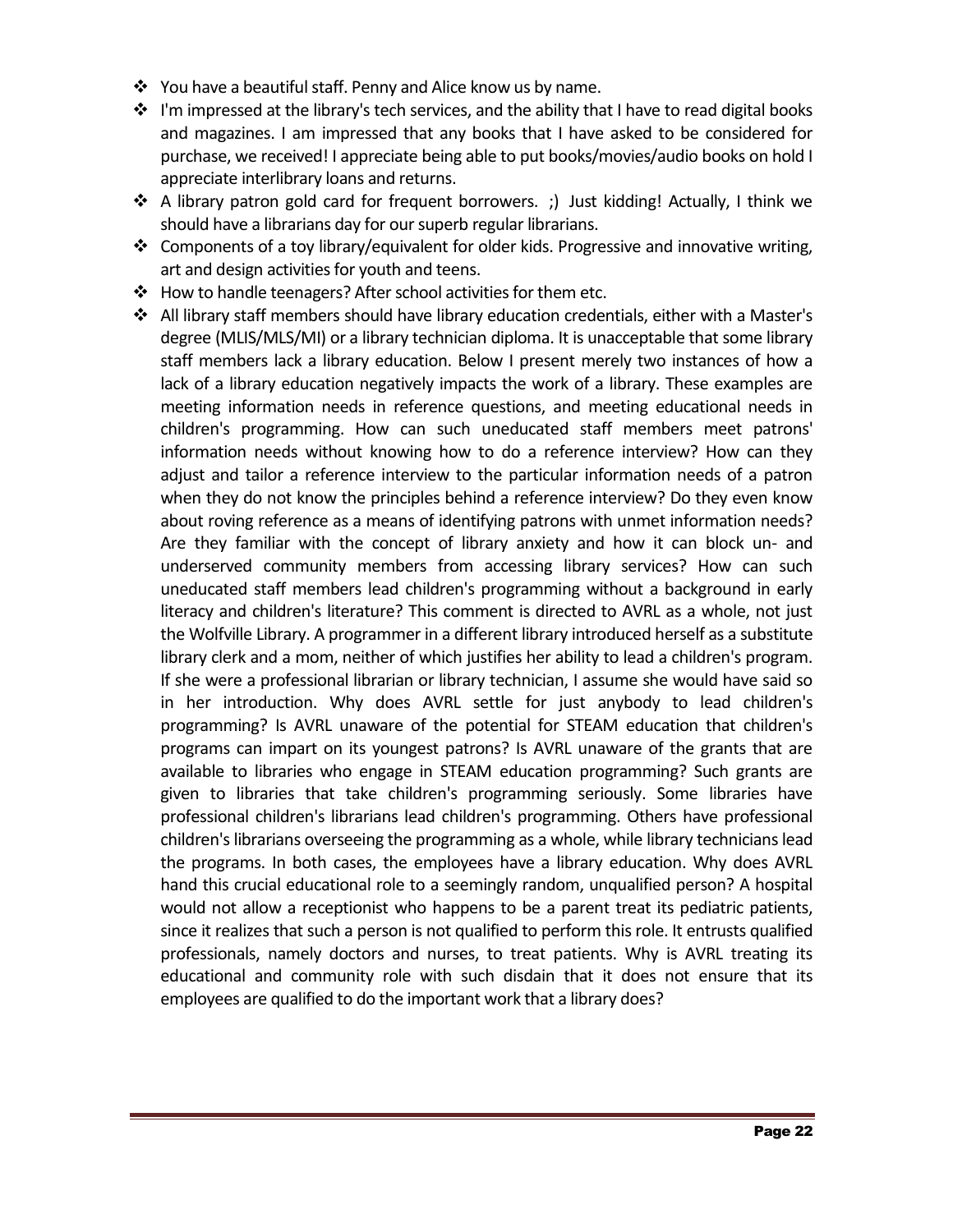- You have a beautiful staff. Penny and Alice know us by name.
- I'm impressed at the library's tech services, and the ability that I have to read digital books and magazines. I am impressed that any books that I have asked to be considered for purchase, we received! I appreciate being able to put books/movies/audio books on hold I appreciate interlibrary loans and returns.
- A library patron gold card for frequent borrowers. ;) Just kidding! Actually, I think we should have a librarians day for our superb regular librarians.
- Components of a toy library/equivalent for older kids. Progressive and innovative writing, art and design activities for youth and teens.
- How to handle teenagers? After school activities for them etc.
- All library staff members should have library education credentials, either with a Master's degree (MLIS/MLS/MI) or a library technician diploma. It is unacceptable that some library staff members lack a library education. Below I present merely two instances of how a lack of a library education negatively impacts the work of a library. These examples are meeting information needs in reference questions, and meeting educational needs in children's programming. How can such uneducated staff members meet patrons' information needs without knowing how to do a reference interview? How can they adjust and tailor a reference interview to the particular information needs of a patron when they do not know the principles behind a reference interview? Do they even know about roving reference as a means of identifying patrons with unmet information needs? Are they familiar with the concept of library anxiety and how it can block un- and underserved community members from accessing library services? How can such uneducated staff members lead children's programming without a background in early literacy and children's literature? This comment is directed to AVRL as a whole, not just the Wolfville Library. A programmer in a different library introduced herself as a substitute library clerk and a mom, neither of which justifies her ability to lead a children's program. If she were a professional librarian or library technician, I assume she would have said so in her introduction. Why does AVRL settle for just anybody to lead children's programming? Is AVRL unaware of the potential for STEAM education that children's programs can impart on its youngest patrons? Is AVRL unaware of the grants that are available to libraries who engage in STEAM education programming? Such grants are given to libraries that take children's programming seriously. Some libraries have professional children's librarians lead children's programming. Others have professional children's librarians overseeing the programming as a whole, while library technicians lead the programs. In both cases, the employees have a library education. Why does AVRL hand this crucial educational role to a seemingly random, unqualified person? A hospital would not allow a receptionist who happens to be a parent treat its pediatric patients, since it realizes that such a person is not qualified to perform this role. It entrusts qualified professionals, namely doctors and nurses, to treat patients. Why is AVRL treating its educational and community role with such disdain that it does not ensure that its employees are qualified to do the important work that a library does?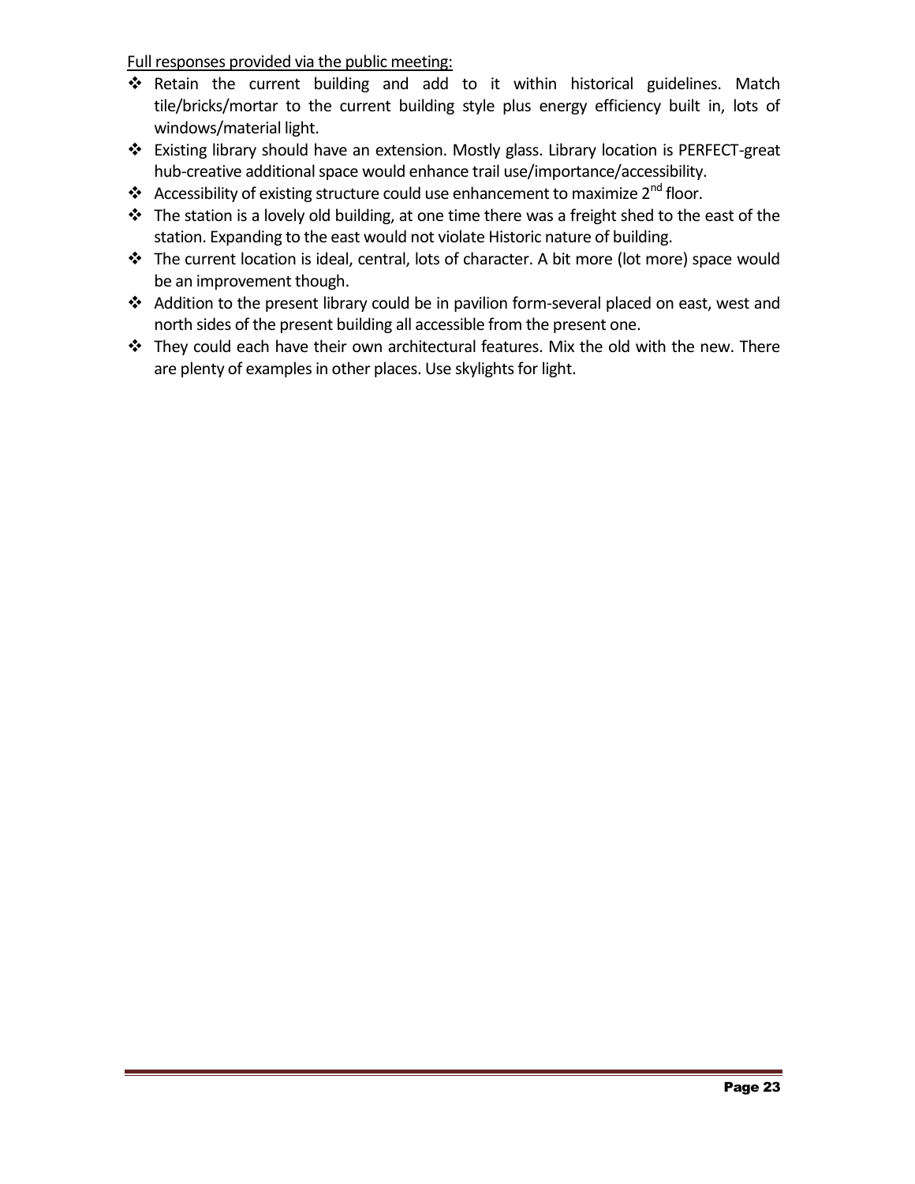<u>Full responses provided via the public meeting:</u>

- Retain the current building and add to it within historical guidelines. Match tile/bricks/mortar to the current building style plus energy efficiency built in, lots of windows/material light.
- Existing library should have an extension. Mostly glass. Library location is PERFECT-great hub-creative additional space would enhance trail use/importance/accessibility.
- Accessibility of existing structure could use enhancement to maximize 2nd floor.
- The station is a lovely old building, at one time there was a freight shed to the east of the station. Expanding to the east would not violate Historic nature of building.
- The current location is ideal, central, lots of character. A bit more (lot more) space would be an improvement though.
- Addition to the present library could be in pavilion form-several placed on east, west and north sides of the present building all accessible from the present one.
- They could each have their own architectural features. Mix the old with the new. There are plenty of examples in other places. Use skylights for light.